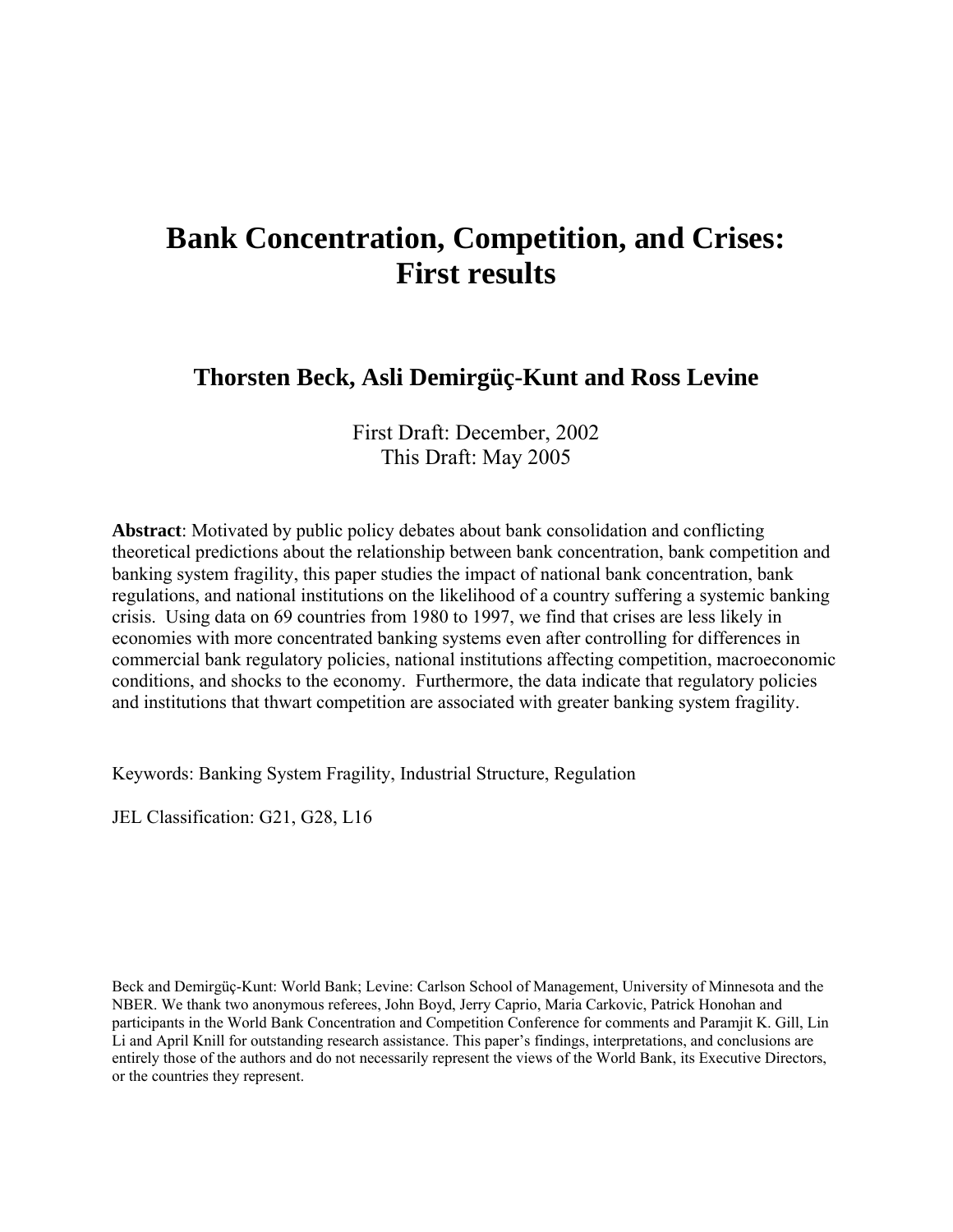# Bank Concentration, Competition, and Crises: First results

**Thorsten Beck, Asli Demirgüç-Kunt and Ross Levine**

First Draft: December, 2002
This Draft: May 2005

**Abstract**: Motivated by public policy debates about bank consolidation and conflicting theoretical predictions about the relationship between bank concentration, bank competition and banking system fragility, this paper studies the impact of national bank concentration, bank regulations, and national institutions on the likelihood of a country suffering a systemic banking crisis. Using data on 69 countries from 1980 to 1997, we find that crises are less likely in economies with more concentrated banking systems even after controlling for differences in commercial bank regulatory policies, national institutions affecting competition, macroeconomic conditions, and shocks to the economy. Furthermore, the data indicate that regulatory policies and institutions that thwart competition are associated with greater banking system fragility.

Keywords: Banking System Fragility, Industrial Structure, Regulation

JEL Classification: G21, G28, L16

Beck and Demirgüç-Kunt: World Bank; Levine: Carlson School of Management, University of Minnesota and the NBER. We thank two anonymous referees, John Boyd, Jerry Caprio, Maria Carkovic, Patrick Honohan and participants in the World Bank Concentration and Competition Conference for comments and Paramjit K. Gill, Lin Li and April Knill for outstanding research assistance. This paper's findings, interpretations, and conclusions are entirely those of the authors and do not necessarily represent the views of the World Bank, its Executive Directors, or the countries they represent.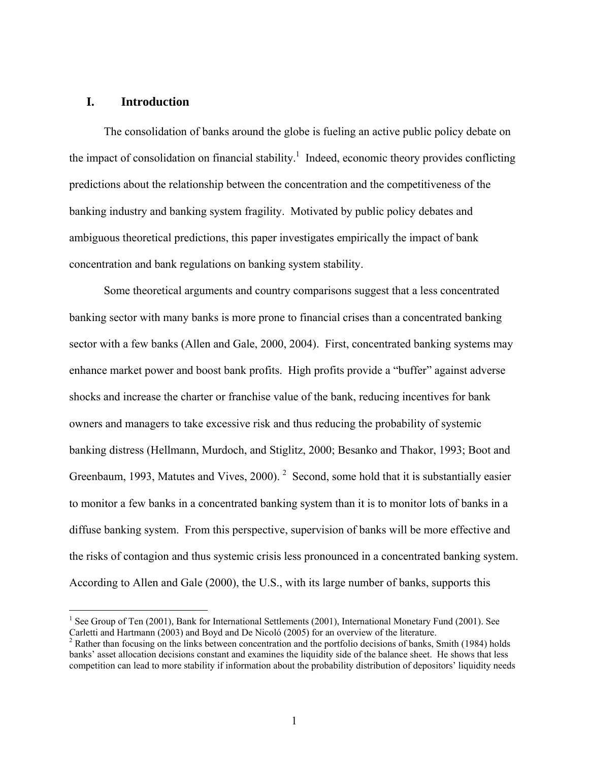# I. Introduction

The consolidation of banks around the globe is fueling an active public policy debate on the impact of consolidation on financial stability.[1] Indeed, economic theory provides conflicting predictions about the relationship between the concentration and the competitiveness of the banking industry and banking system fragility. Motivated by public policy debates and ambiguous theoretical predictions, this paper investigates empirically the impact of bank concentration and bank regulations on banking system stability.

Some theoretical arguments and country comparisons suggest that a less concentrated banking sector with many banks is more prone to financial crises than a concentrated banking sector with a few banks (Allen and Gale, 2000, 2004). First, concentrated banking systems may enhance market power and boost bank profits. High profits provide a "buffer" against adverse shocks and increase the charter or franchise value of the bank, reducing incentives for bank owners and managers to take excessive risk and thus reducing the probability of systemic banking distress (Hellmann, Murdoch, and Stiglitz, 2000; Besanko and Thakor, 1993; Boot and Greenbaum, 1993, Matutes and Vives, 2000).[2] Second, some hold that it is substantially easier to monitor a few banks in a concentrated banking system than it is to monitor lots of banks in a diffuse banking system. From this perspective, supervision of banks will be more effective and the risks of contagion and thus systemic crisis less pronounced in a concentrated banking system. According to Allen and Gale (2000), the U.S., with its large number of banks, supports this

[1] See Group of Ten (2001), Bank for International Settlements (2001), International Monetary Fund (2001). See Carletti and Hartmann (2003) and Boyd and De Nicoló (2005) for an overview of the literature.

[2] Rather than focusing on the links between concentration and the portfolio decisions of banks, Smith (1984) holds banks' asset allocation decisions constant and examines the liquidity side of the balance sheet. He shows that less competition can lead to more stability if information about the probability distribution of depositors' liquidity needs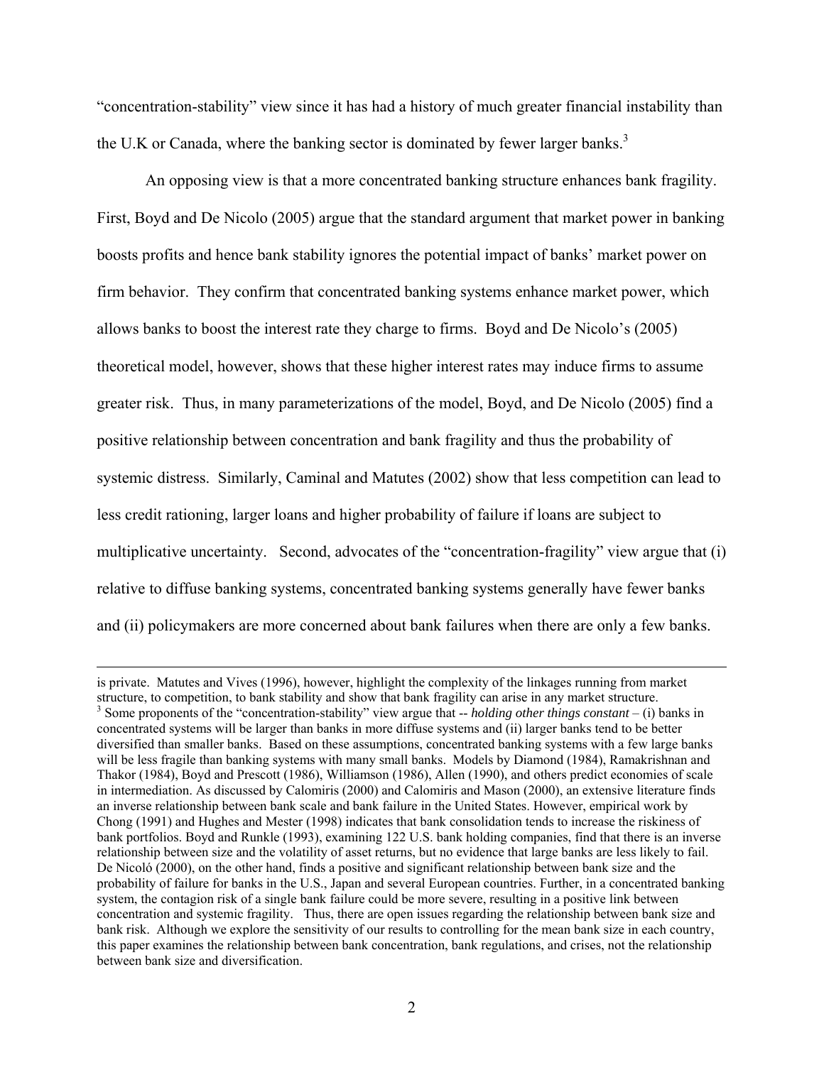"concentration-stability" view since it has had a history of much greater financial instability than the U.K or Canada, where the banking sector is dominated by fewer larger banks.[3]

An opposing view is that a more concentrated banking structure enhances bank fragility. First, Boyd and De Nicolo (2005) argue that the standard argument that market power in banking boosts profits and hence bank stability ignores the potential impact of banks' market power on firm behavior. They confirm that concentrated banking systems enhance market power, which allows banks to boost the interest rate they charge to firms. Boyd and De Nicolo's (2005) theoretical model, however, shows that these higher interest rates may induce firms to assume greater risk. Thus, in many parameterizations of the model, Boyd, and De Nicolo (2005) find a positive relationship between concentration and bank fragility and thus the probability of systemic distress. Similarly, Caminal and Matutes (2002) show that less competition can lead to less credit rationing, larger loans and higher probability of failure if loans are subject to multiplicative uncertainty. Second, advocates of the "concentration-fragility" view argue that (i) relative to diffuse banking systems, concentrated banking systems generally have fewer banks and (ii) policymakers are more concerned about bank failures when there are only a few banks.

---

is private. Matutes and Vives (1996), however, highlight the complexity of the linkages running from market structure, to competition, to bank stability and show that bank fragility can arise in any market structure.

[3] Some proponents of the "concentration-stability" view argue that -- *holding other things constant* – (i) banks in concentrated systems will be larger than banks in more diffuse systems and (ii) larger banks tend to be better diversified than smaller banks. Based on these assumptions, concentrated banking systems with a few large banks will be less fragile than banking systems with many small banks. Models by Diamond (1984), Ramakrishnan and Thakor (1984), Boyd and Prescott (1986), Williamson (1986), Allen (1990), and others predict economies of scale in intermediation. As discussed by Calomiris (2000) and Calomiris and Mason (2000), an extensive literature finds an inverse relationship between bank scale and bank failure in the United States. However, empirical work by Chong (1991) and Hughes and Mester (1998) indicates that bank consolidation tends to increase the riskiness of bank portfolios. Boyd and Runkle (1993), examining 122 U.S. bank holding companies, find that there is an inverse relationship between size and the volatility of asset returns, but no evidence that large banks are less likely to fail. De Nicoló (2000), on the other hand, finds a positive and significant relationship between bank size and the probability of failure for banks in the U.S., Japan and several European countries. Further, in a concentrated banking system, the contagion risk of a single bank failure could be more severe, resulting in a positive link between concentration and systemic fragility. Thus, there are open issues regarding the relationship between bank size and bank risk. Although we explore the sensitivity of our results to controlling for the mean bank size in each country, this paper examines the relationship between bank concentration, bank regulations, and crises, not the relationship between bank size and diversification.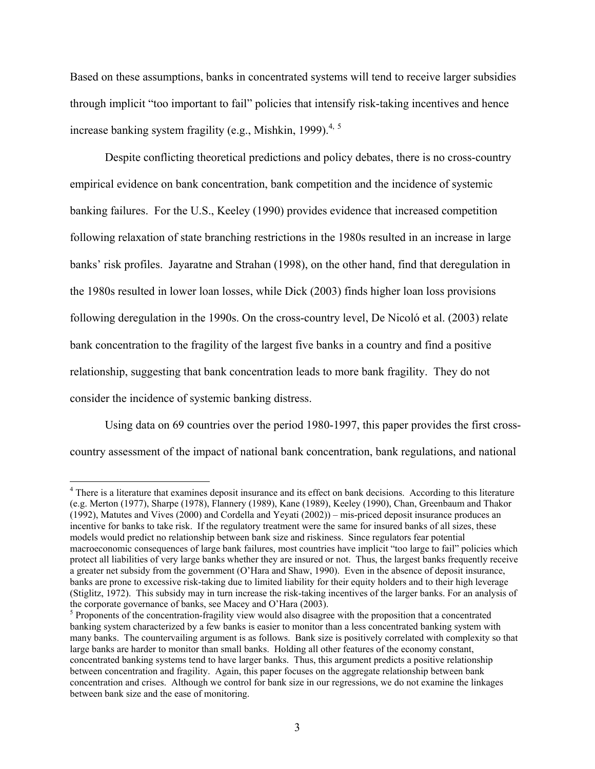Based on these assumptions, banks in concentrated systems will tend to receive larger subsidies through implicit "too important to fail" policies that intensify risk-taking incentives and hence increase banking system fragility (e.g., Mishkin, 1999).[4, 5]

Despite conflicting theoretical predictions and policy debates, there is no cross-country empirical evidence on bank concentration, bank competition and the incidence of systemic banking failures. For the U.S., Keeley (1990) provides evidence that increased competition following relaxation of state branching restrictions in the 1980s resulted in an increase in large banks' risk profiles. Jayaratne and Strahan (1998), on the other hand, find that deregulation in the 1980s resulted in lower loan losses, while Dick (2003) finds higher loan loss provisions following deregulation in the 1990s. On the cross-country level, De Nicoló et al. (2003) relate bank concentration to the fragility of the largest five banks in a country and find a positive relationship, suggesting that bank concentration leads to more bank fragility. They do not consider the incidence of systemic banking distress.

Using data on 69 countries over the period 1980-1997, this paper provides the first cross-country assessment of the impact of national bank concentration, bank regulations, and national

[4] There is a literature that examines deposit insurance and its effect on bank decisions. According to this literature (e.g. Merton (1977), Sharpe (1978), Flannery (1989), Kane (1989), Keeley (1990), Chan, Greenbaum and Thakor (1992), Matutes and Vives (2000) and Cordella and Yeyati (2002)) – mis-priced deposit insurance produces an incentive for banks to take risk. If the regulatory treatment were the same for insured banks of all sizes, these models would predict no relationship between bank size and riskiness. Since regulators fear potential macroeconomic consequences of large bank failures, most countries have implicit "too large to fail" policies which protect all liabilities of very large banks whether they are insured or not. Thus, the largest banks frequently receive a greater net subsidy from the government (O'Hara and Shaw, 1990). Even in the absence of deposit insurance, banks are prone to excessive risk-taking due to limited liability for their equity holders and to their high leverage (Stiglitz, 1972). This subsidy may in turn increase the risk-taking incentives of the larger banks. For an analysis of the corporate governance of banks, see Macey and O'Hara (2003).

[5] Proponents of the concentration-fragility view would also disagree with the proposition that a concentrated banking system characterized by a few banks is easier to monitor than a less concentrated banking system with many banks. The countervailing argument is as follows. Bank size is positively correlated with complexity so that large banks are harder to monitor than small banks. Holding all other features of the economy constant, concentrated banking systems tend to have larger banks. Thus, this argument predicts a positive relationship between concentration and fragility. Again, this paper focuses on the aggregate relationship between bank concentration and crises. Although we control for bank size in our regressions, we do not examine the linkages between bank size and the ease of monitoring.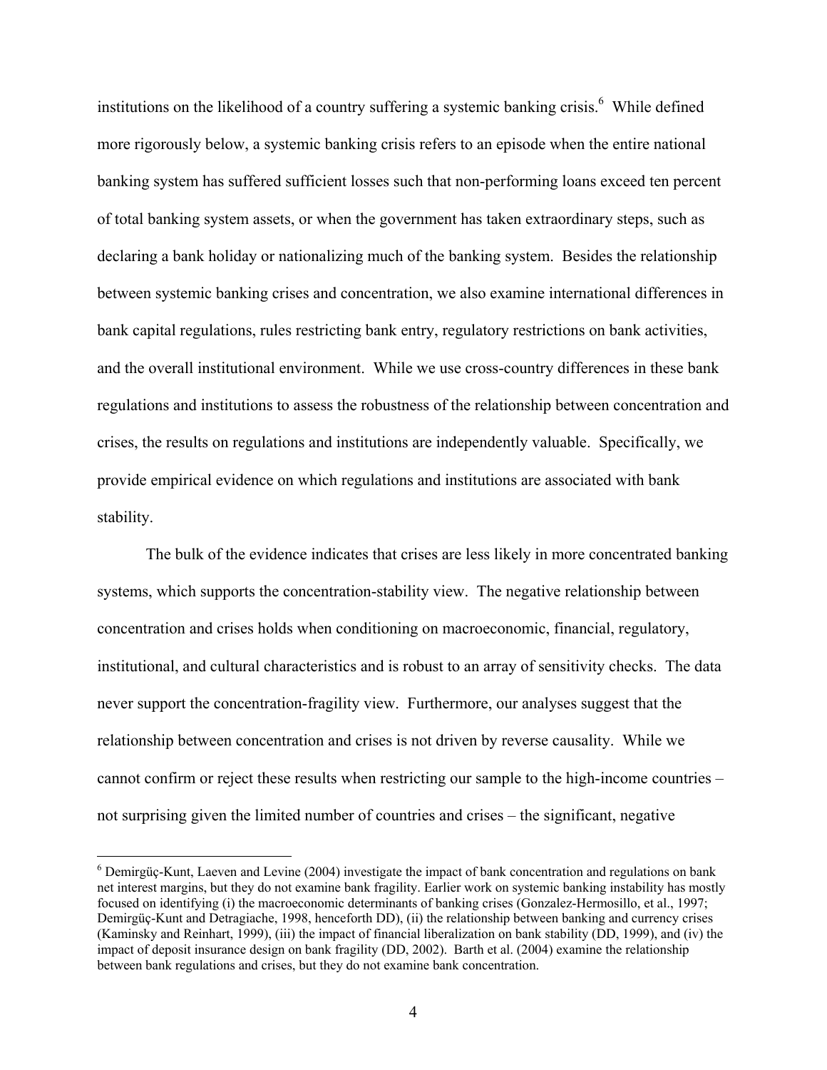institutions on the likelihood of a country suffering a systemic banking crisis.[6] While defined more rigorously below, a systemic banking crisis refers to an episode when the entire national banking system has suffered sufficient losses such that non-performing loans exceed ten percent of total banking system assets, or when the government has taken extraordinary steps, such as declaring a bank holiday or nationalizing much of the banking system. Besides the relationship between systemic banking crises and concentration, we also examine international differences in bank capital regulations, rules restricting bank entry, regulatory restrictions on bank activities, and the overall institutional environment. While we use cross-country differences in these bank regulations and institutions to assess the robustness of the relationship between concentration and crises, the results on regulations and institutions are independently valuable. Specifically, we provide empirical evidence on which regulations and institutions are associated with bank stability.

The bulk of the evidence indicates that crises are less likely in more concentrated banking systems, which supports the concentration-stability view. The negative relationship between concentration and crises holds when conditioning on macroeconomic, financial, regulatory, institutional, and cultural characteristics and is robust to an array of sensitivity checks. The data never support the concentration-fragility view. Furthermore, our analyses suggest that the relationship between concentration and crises is not driven by reverse causality. While we cannot confirm or reject these results when restricting our sample to the high-income countries – not surprising given the limited number of countries and crises – the significant, negative

---

[6] Demirgüç-Kunt, Laeven and Levine (2004) investigate the impact of bank concentration and regulations on bank net interest margins, but they do not examine bank fragility. Earlier work on systemic banking instability has mostly focused on identifying (i) the macroeconomic determinants of banking crises (Gonzalez-Hermosillo, et al., 1997; Demirgüç-Kunt and Detragiache, 1998, henceforth DD), (ii) the relationship between banking and currency crises (Kaminsky and Reinhart, 1999), (iii) the impact of financial liberalization on bank stability (DD, 1999), and (iv) the impact of deposit insurance design on bank fragility (DD, 2002). Barth et al. (2004) examine the relationship between bank regulations and crises, but they do not examine bank concentration.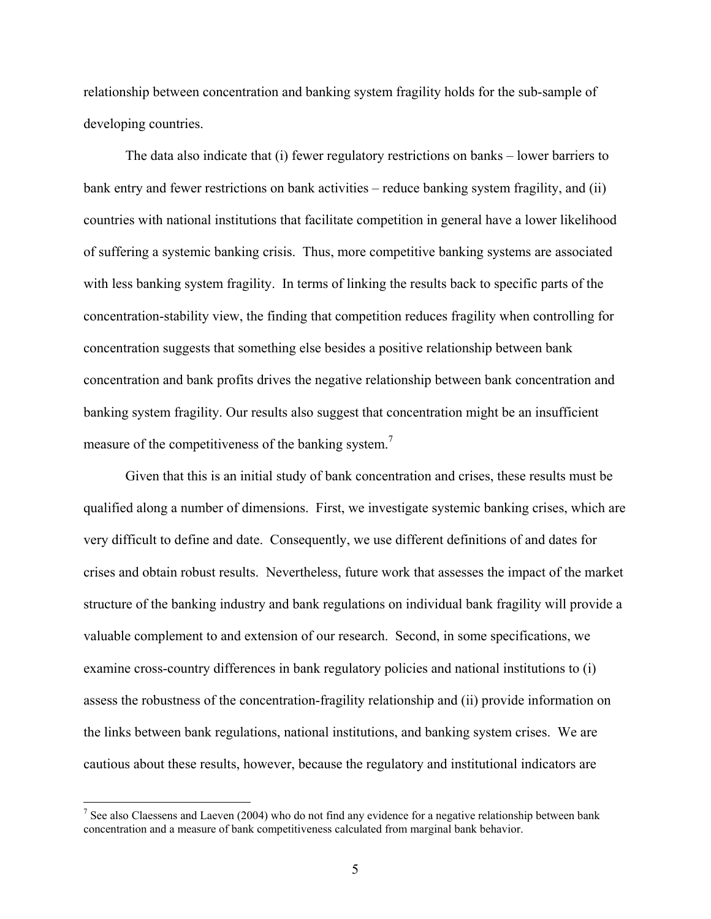relationship between concentration and banking system fragility holds for the sub-sample of developing countries.

The data also indicate that (i) fewer regulatory restrictions on banks – lower barriers to bank entry and fewer restrictions on bank activities – reduce banking system fragility, and (ii) countries with national institutions that facilitate competition in general have a lower likelihood of suffering a systemic banking crisis. Thus, more competitive banking systems are associated with less banking system fragility. In terms of linking the results back to specific parts of the concentration-stability view, the finding that competition reduces fragility when controlling for concentration suggests that something else besides a positive relationship between bank concentration and bank profits drives the negative relationship between bank concentration and banking system fragility. Our results also suggest that concentration might be an insufficient measure of the competitiveness of the banking system.[7]

Given that this is an initial study of bank concentration and crises, these results must be qualified along a number of dimensions. First, we investigate systemic banking crises, which are very difficult to define and date. Consequently, we use different definitions of and dates for crises and obtain robust results. Nevertheless, future work that assesses the impact of the market structure of the banking industry and bank regulations on individual bank fragility will provide a valuable complement to and extension of our research. Second, in some specifications, we examine cross-country differences in bank regulatory policies and national institutions to (i) assess the robustness of the concentration-fragility relationship and (ii) provide information on the links between bank regulations, national institutions, and banking system crises. We are cautious about these results, however, because the regulatory and institutional indicators are

---

[7] See also Claessens and Laeven (2004) who do not find any evidence for a negative relationship between bank concentration and a measure of bank competitiveness calculated from marginal bank behavior.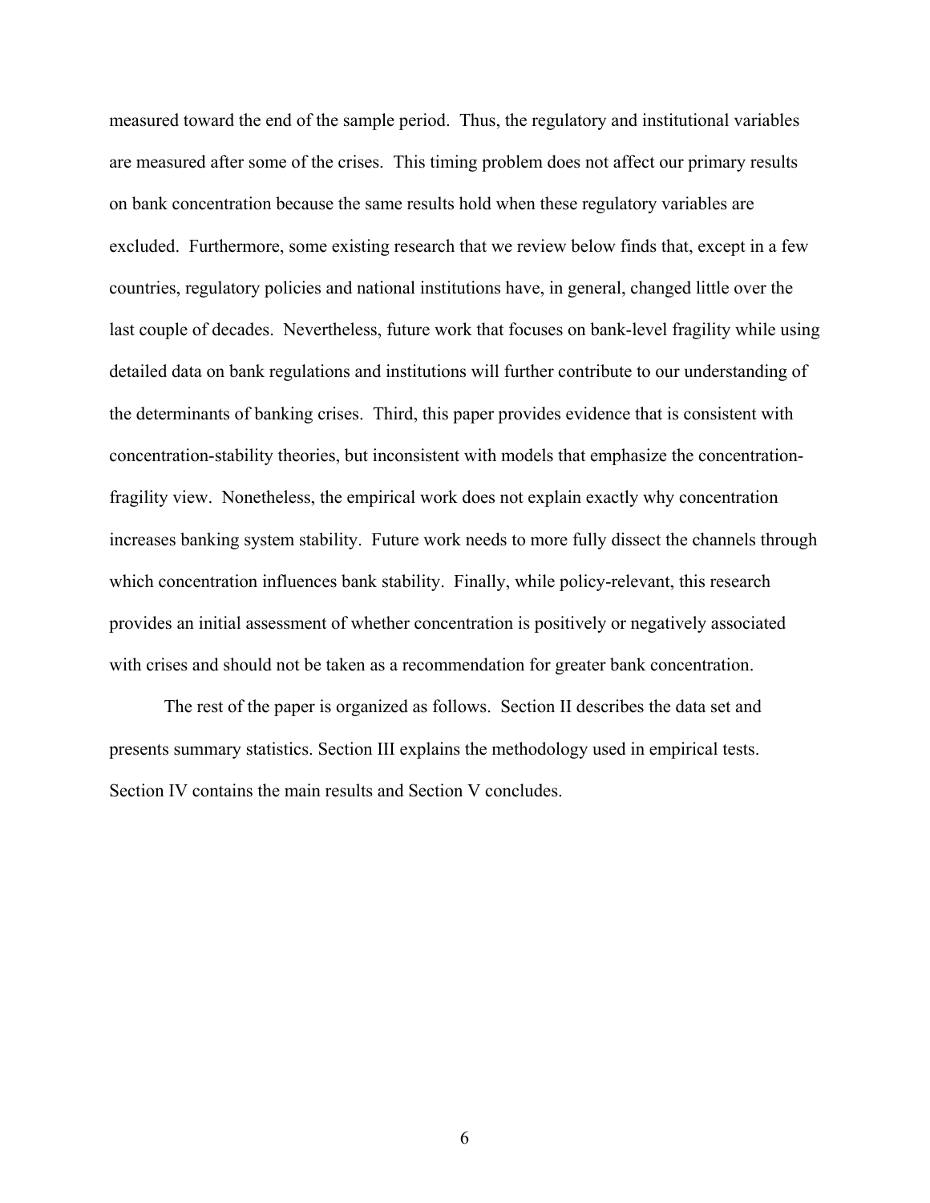measured toward the end of the sample period. Thus, the regulatory and institutional variables are measured after some of the crises. This timing problem does not affect our primary results on bank concentration because the same results hold when these regulatory variables are excluded. Furthermore, some existing research that we review below finds that, except in a few countries, regulatory policies and national institutions have, in general, changed little over the last couple of decades. Nevertheless, future work that focuses on bank-level fragility while using detailed data on bank regulations and institutions will further contribute to our understanding of the determinants of banking crises. Third, this paper provides evidence that is consistent with concentration-stability theories, but inconsistent with models that emphasize the concentration-fragility view. Nonetheless, the empirical work does not explain exactly why concentration increases banking system stability. Future work needs to more fully dissect the channels through which concentration influences bank stability. Finally, while policy-relevant, this research provides an initial assessment of whether concentration is positively or negatively associated with crises and should not be taken as a recommendation for greater bank concentration.

The rest of the paper is organized as follows. Section II describes the data set and presents summary statistics. Section III explains the methodology used in empirical tests. Section IV contains the main results and Section V concludes.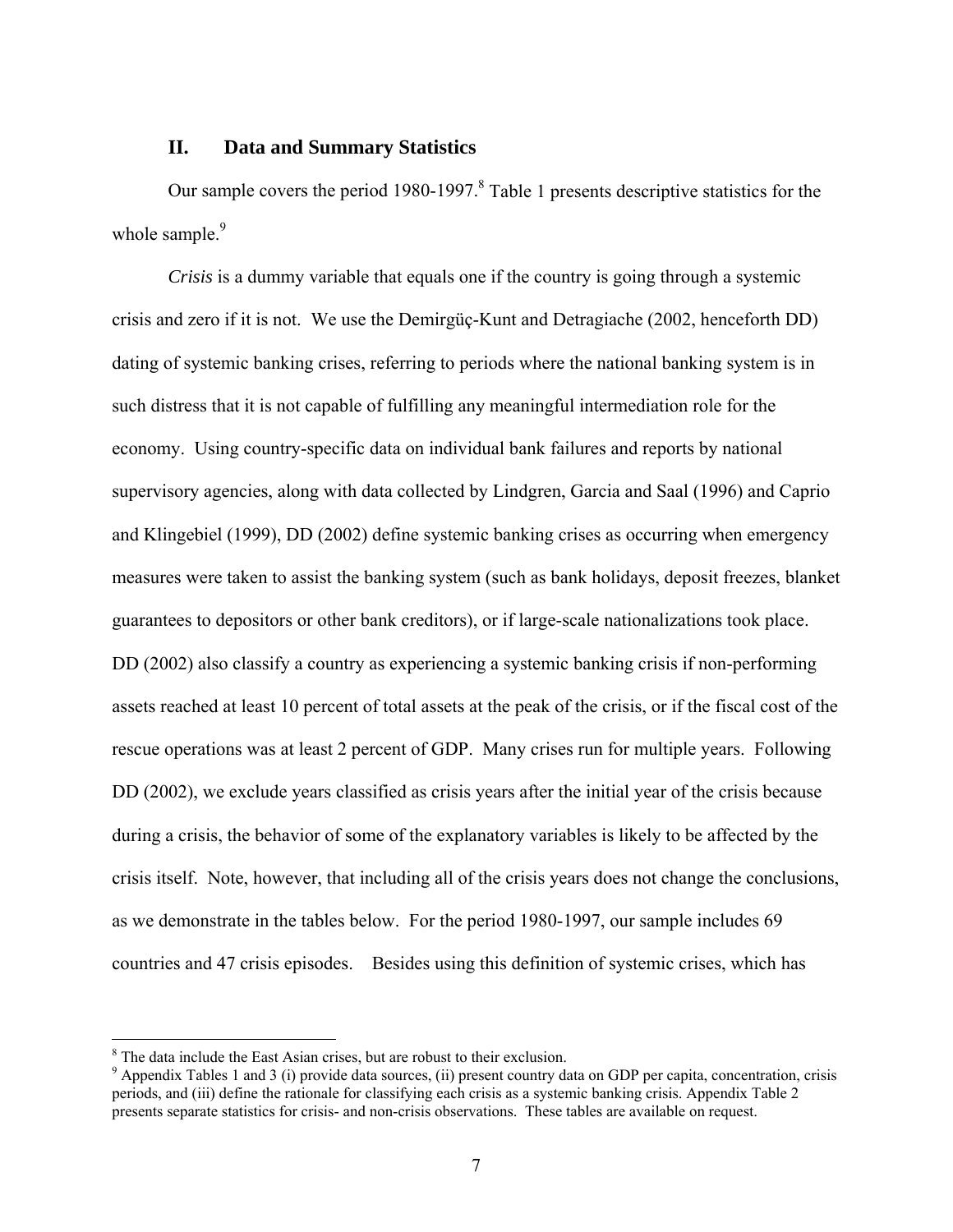## II. Data and Summary Statistics

Our sample covers the period 1980-1997.[8] Table 1 presents descriptive statistics for the whole sample.[9]

*Crisis* is a dummy variable that equals one if the country is going through a systemic crisis and zero if it is not. We use the Demirgüç-Kunt and Detragiache (2002, henceforth DD) dating of systemic banking crises, referring to periods where the national banking system is in such distress that it is not capable of fulfilling any meaningful intermediation role for the economy. Using country-specific data on individual bank failures and reports by national supervisory agencies, along with data collected by Lindgren, Garcia and Saal (1996) and Caprio and Klingebiel (1999), DD (2002) define systemic banking crises as occurring when emergency measures were taken to assist the banking system (such as bank holidays, deposit freezes, blanket guarantees to depositors or other bank creditors), or if large-scale nationalizations took place. DD (2002) also classify a country as experiencing a systemic banking crisis if non-performing assets reached at least 10 percent of total assets at the peak of the crisis, or if the fiscal cost of the rescue operations was at least 2 percent of GDP. Many crises run for multiple years. Following DD (2002), we exclude years classified as crisis years after the initial year of the crisis because during a crisis, the behavior of some of the explanatory variables is likely to be affected by the crisis itself. Note, however, that including all of the crisis years does not change the conclusions, as we demonstrate in the tables below. For the period 1980-1997, our sample includes 69 countries and 47 crisis episodes. Besides using this definition of systemic crises, which has

---

[8] The data include the East Asian crises, but are robust to their exclusion.

[9] Appendix Tables 1 and 3 (i) provide data sources, (ii) present country data on GDP per capita, concentration, crisis periods, and (iii) define the rationale for classifying each crisis as a systemic banking crisis. Appendix Table 2 presents separate statistics for crisis- and non-crisis observations. These tables are available on request.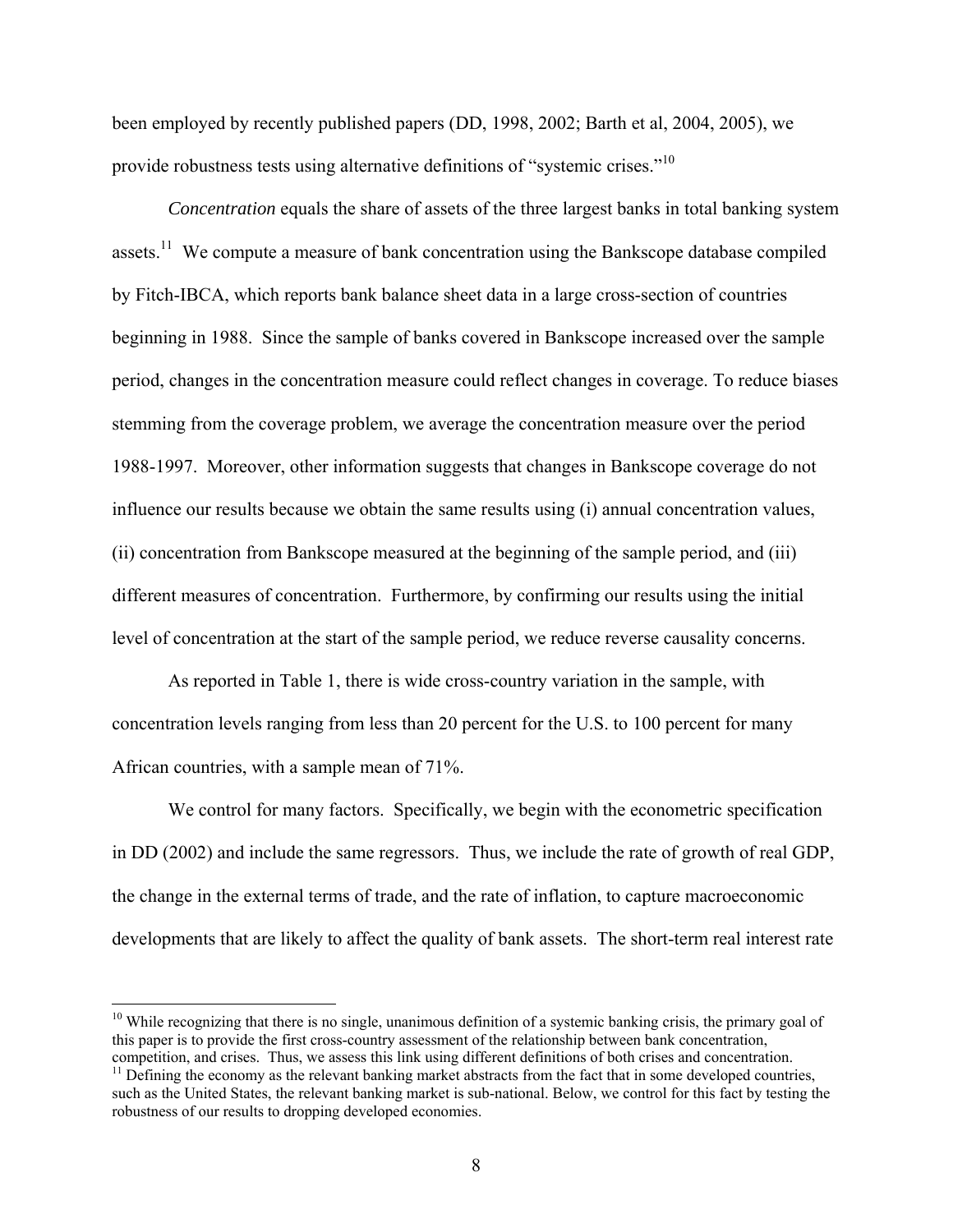been employed by recently published papers (DD, 1998, 2002; Barth et al, 2004, 2005), we provide robustness tests using alternative definitions of "systemic crises."[10]

*Concentration* equals the share of assets of the three largest banks in total banking system assets.[11] We compute a measure of bank concentration using the Bankscope database compiled by Fitch-IBCA, which reports bank balance sheet data in a large cross-section of countries beginning in 1988. Since the sample of banks covered in Bankscope increased over the sample period, changes in the concentration measure could reflect changes in coverage. To reduce biases stemming from the coverage problem, we average the concentration measure over the period 1988-1997. Moreover, other information suggests that changes in Bankscope coverage do not influence our results because we obtain the same results using (i) annual concentration values, (ii) concentration from Bankscope measured at the beginning of the sample period, and (iii) different measures of concentration. Furthermore, by confirming our results using the initial level of concentration at the start of the sample period, we reduce reverse causality concerns.

As reported in Table 1, there is wide cross-country variation in the sample, with concentration levels ranging from less than 20 percent for the U.S. to 100 percent for many African countries, with a sample mean of 71%.

We control for many factors. Specifically, we begin with the econometric specification in DD (2002) and include the same regressors. Thus, we include the rate of growth of real GDP, the change in the external terms of trade, and the rate of inflation, to capture macroeconomic developments that are likely to affect the quality of bank assets. The short-term real interest rate

---

[10] While recognizing that there is no single, unanimous definition of a systemic banking crisis, the primary goal of this paper is to provide the first cross-country assessment of the relationship between bank concentration, competition, and crises. Thus, we assess this link using different definitions of both crises and concentration.

[11] Defining the economy as the relevant banking market abstracts from the fact that in some developed countries, such as the United States, the relevant banking market is sub-national. Below, we control for this fact by testing the robustness of our results to dropping developed economies.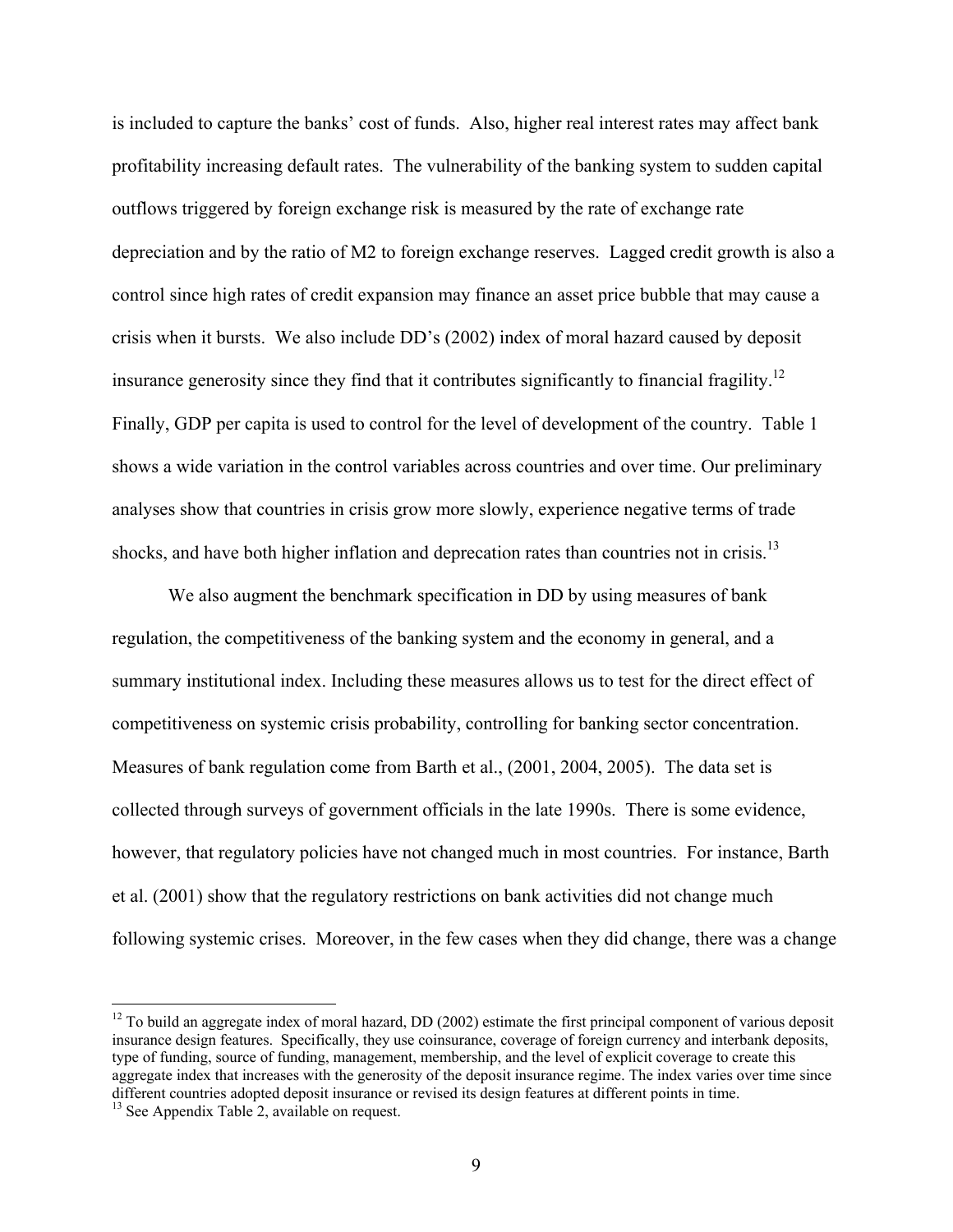is included to capture the banks' cost of funds. Also, higher real interest rates may affect bank profitability increasing default rates. The vulnerability of the banking system to sudden capital outflows triggered by foreign exchange risk is measured by the rate of exchange rate depreciation and by the ratio of M2 to foreign exchange reserves. Lagged credit growth is also a control since high rates of credit expansion may finance an asset price bubble that may cause a crisis when it bursts. We also include DD's (2002) index of moral hazard caused by deposit insurance generosity since they find that it contributes significantly to financial fragility.[12] Finally, GDP per capita is used to control for the level of development of the country. Table 1 shows a wide variation in the control variables across countries and over time. Our preliminary analyses show that countries in crisis grow more slowly, experience negative terms of trade shocks, and have both higher inflation and deprecation rates than countries not in crisis.[13]

We also augment the benchmark specification in DD by using measures of bank regulation, the competitiveness of the banking system and the economy in general, and a summary institutional index. Including these measures allows us to test for the direct effect of competitiveness on systemic crisis probability, controlling for banking sector concentration. Measures of bank regulation come from Barth et al., (2001, 2004, 2005). The data set is collected through surveys of government officials in the late 1990s. There is some evidence, however, that regulatory policies have not changed much in most countries. For instance, Barth et al. (2001) show that the regulatory restrictions on bank activities did not change much following systemic crises. Moreover, in the few cases when they did change, there was a change

[12] To build an aggregate index of moral hazard, DD (2002) estimate the first principal component of various deposit insurance design features. Specifically, they use coinsurance, coverage of foreign currency and interbank deposits, type of funding, source of funding, management, membership, and the level of explicit coverage to create this aggregate index that increases with the generosity of the deposit insurance regime. The index varies over time since different countries adopted deposit insurance or revised its design features at different points in time.

[13] See Appendix Table 2, available on request.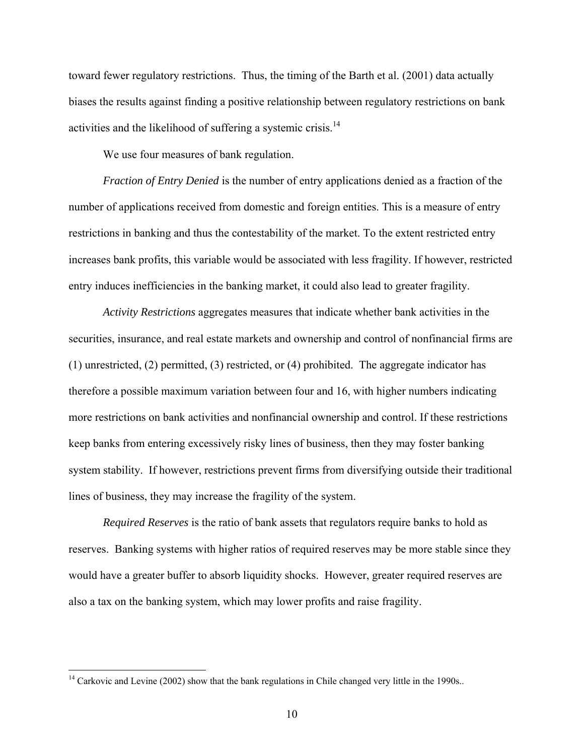toward fewer regulatory restrictions. Thus, the timing of the Barth et al. (2001) data actually biases the results against finding a positive relationship between regulatory restrictions on bank activities and the likelihood of suffering a systemic crisis.[14]

We use four measures of bank regulation.

*Fraction of Entry Denied* is the number of entry applications denied as a fraction of the number of applications received from domestic and foreign entities. This is a measure of entry restrictions in banking and thus the contestability of the market. To the extent restricted entry increases bank profits, this variable would be associated with less fragility. If however, restricted entry induces inefficiencies in the banking market, it could also lead to greater fragility.

*Activity Restrictions* aggregates measures that indicate whether bank activities in the securities, insurance, and real estate markets and ownership and control of nonfinancial firms are (1) unrestricted, (2) permitted, (3) restricted, or (4) prohibited. The aggregate indicator has therefore a possible maximum variation between four and 16, with higher numbers indicating more restrictions on bank activities and nonfinancial ownership and control. If these restrictions keep banks from entering excessively risky lines of business, then they may foster banking system stability. If however, restrictions prevent firms from diversifying outside their traditional lines of business, they may increase the fragility of the system.

*Required Reserves* is the ratio of bank assets that regulators require banks to hold as reserves. Banking systems with higher ratios of required reserves may be more stable since they would have a greater buffer to absorb liquidity shocks. However, greater required reserves are also a tax on the banking system, which may lower profits and raise fragility.

---

[14] Carkovic and Levine (2002) show that the bank regulations in Chile changed very little in the 1990s..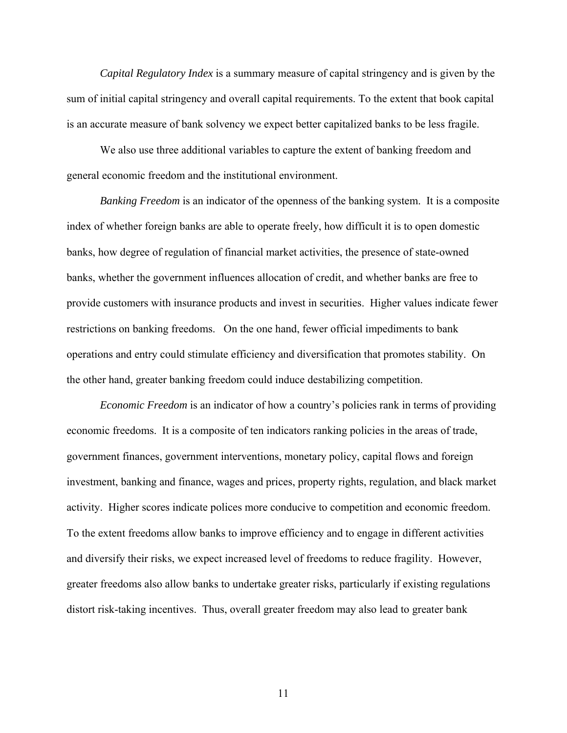*Capital Regulatory Index* is a summary measure of capital stringency and is given by the sum of initial capital stringency and overall capital requirements. To the extent that book capital is an accurate measure of bank solvency we expect better capitalized banks to be less fragile.

We also use three additional variables to capture the extent of banking freedom and general economic freedom and the institutional environment.

*Banking Freedom* is an indicator of the openness of the banking system. It is a composite index of whether foreign banks are able to operate freely, how difficult it is to open domestic banks, how degree of regulation of financial market activities, the presence of state-owned banks, whether the government influences allocation of credit, and whether banks are free to provide customers with insurance products and invest in securities. Higher values indicate fewer restrictions on banking freedoms. On the one hand, fewer official impediments to bank operations and entry could stimulate efficiency and diversification that promotes stability. On the other hand, greater banking freedom could induce destabilizing competition.

*Economic Freedom* is an indicator of how a country's policies rank in terms of providing economic freedoms. It is a composite of ten indicators ranking policies in the areas of trade, government finances, government interventions, monetary policy, capital flows and foreign investment, banking and finance, wages and prices, property rights, regulation, and black market activity. Higher scores indicate polices more conducive to competition and economic freedom. To the extent freedoms allow banks to improve efficiency and to engage in different activities and diversify their risks, we expect increased level of freedoms to reduce fragility. However, greater freedoms also allow banks to undertake greater risks, particularly if existing regulations distort risk-taking incentives. Thus, overall greater freedom may also lead to greater bank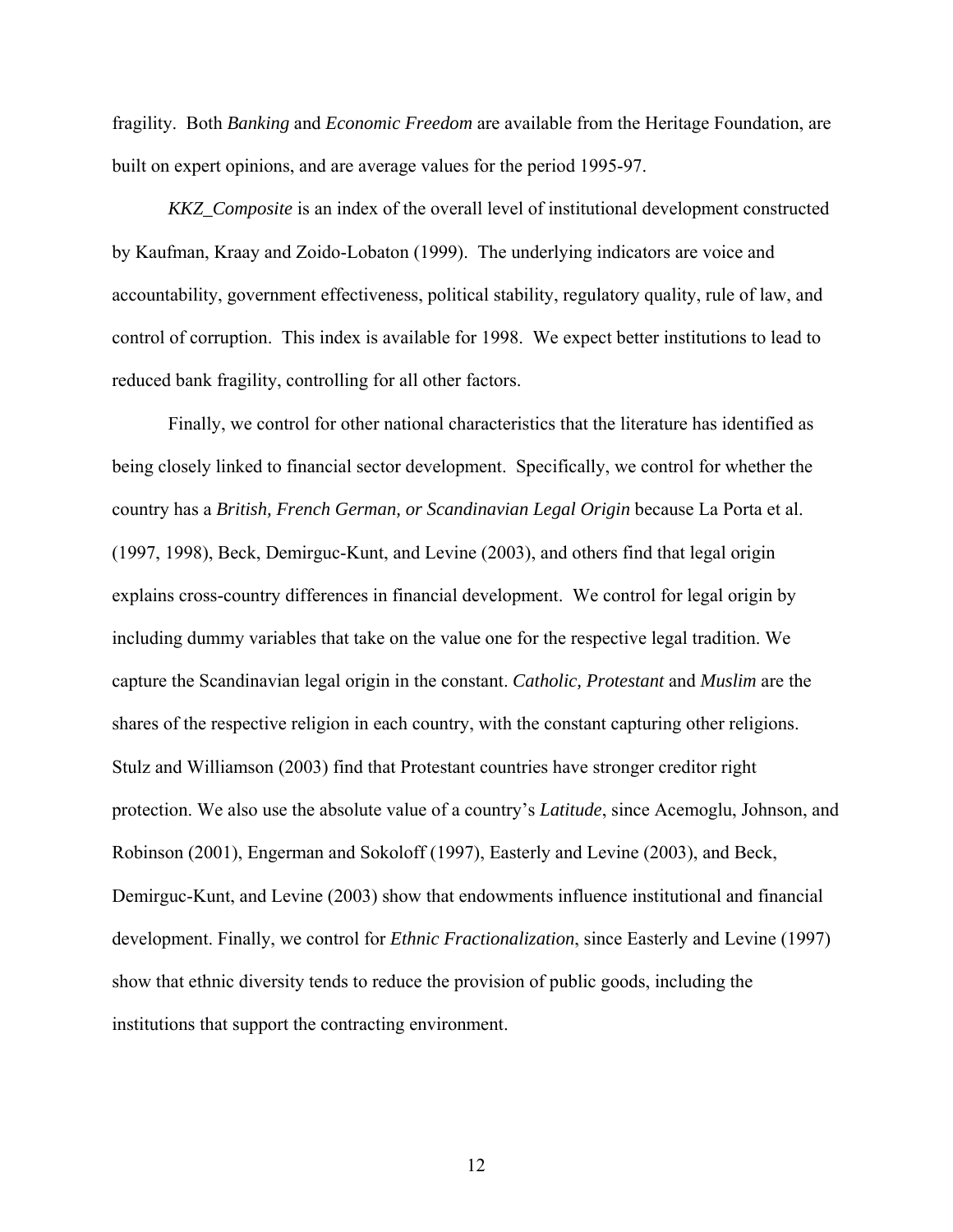fragility. Both *Banking* and *Economic Freedom* are available from the Heritage Foundation, are built on expert opinions, and are average values for the period 1995-97.

*KKZ_Composite* is an index of the overall level of institutional development constructed by Kaufman, Kraay and Zoido-Lobaton (1999). The underlying indicators are voice and accountability, government effectiveness, political stability, regulatory quality, rule of law, and control of corruption. This index is available for 1998. We expect better institutions to lead to reduced bank fragility, controlling for all other factors.

Finally, we control for other national characteristics that the literature has identified as being closely linked to financial sector development. Specifically, we control for whether the country has a *British, French German, or Scandinavian Legal Origin* because La Porta et al. (1997, 1998), Beck, Demirguc-Kunt, and Levine (2003), and others find that legal origin explains cross-country differences in financial development. We control for legal origin by including dummy variables that take on the value one for the respective legal tradition. We capture the Scandinavian legal origin in the constant. *Catholic, Protestant* and *Muslim* are the shares of the respective religion in each country, with the constant capturing other religions. Stulz and Williamson (2003) find that Protestant countries have stronger creditor right protection. We also use the absolute value of a country's *Latitude*, since Acemoglu, Johnson, and Robinson (2001), Engerman and Sokoloff (1997), Easterly and Levine (2003), and Beck, Demirguc-Kunt, and Levine (2003) show that endowments influence institutional and financial development. Finally, we control for *Ethnic Fractionalization*, since Easterly and Levine (1997) show that ethnic diversity tends to reduce the provision of public goods, including the institutions that support the contracting environment.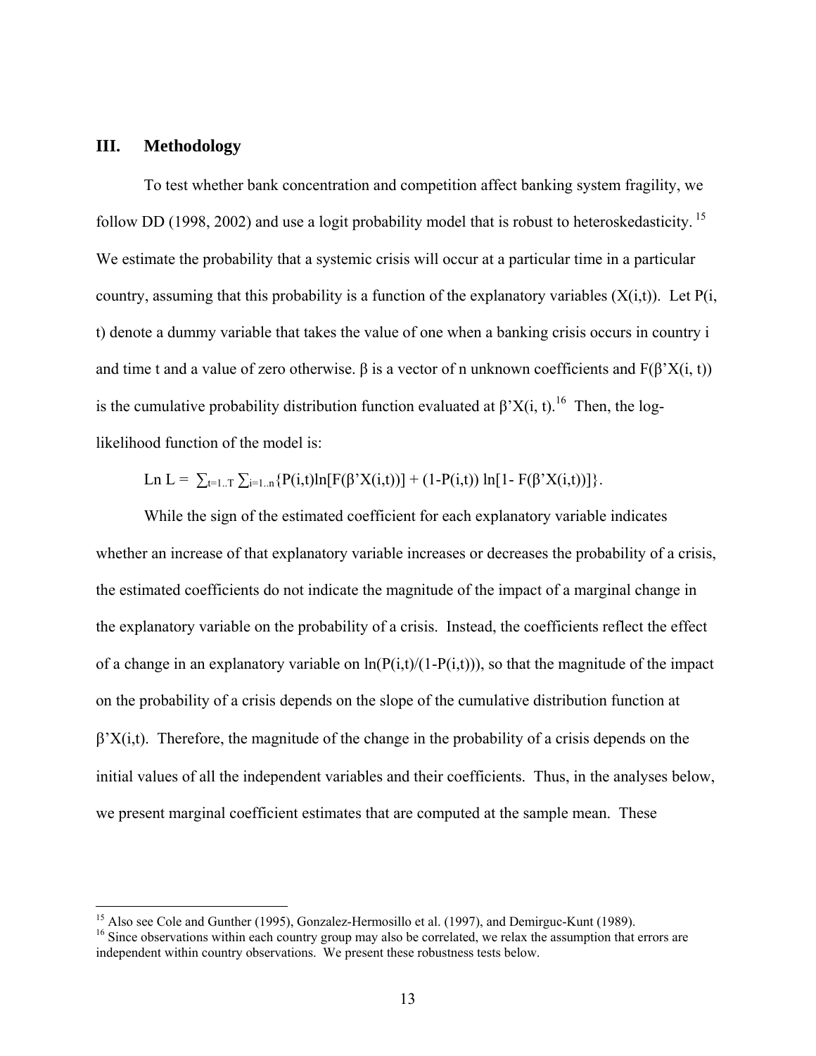## III. Methodology

To test whether bank concentration and competition affect banking system fragility, we follow DD (1998, 2002) and use a logit probability model that is robust to heteroskedasticity.[15] We estimate the probability that a systemic crisis will occur at a particular time in a particular country, assuming that this probability is a function of the explanatory variables ($X(i,t)$). Let $P(i, t)$ denote a dummy variable that takes the value of one when a banking crisis occurs in country i and time t and a value of zero otherwise. $\beta$ is a vector of n unknown coefficients and $F(\beta' X(i, t))$ is the cumulative probability distribution function evaluated at $\beta' X(i, t)$.[16] Then, the log-likelihood function of the model is:

$$\text{Ln } L = \sum_{t=1..T} \sum_{i=1..n} \{P(i,t)\ln[F(\beta' X(i,t))] + (1-P(i,t)) \ln[1- F(\beta' X(i,t))]\}.$$

While the sign of the estimated coefficient for each explanatory variable indicates whether an increase of that explanatory variable increases or decreases the probability of a crisis, the estimated coefficients do not indicate the magnitude of the impact of a marginal change in the explanatory variable on the probability of a crisis. Instead, the coefficients reflect the effect of a change in an explanatory variable on $\ln(P(i,t)/(1-P(i,t)))$, so that the magnitude of the impact on the probability of a crisis depends on the slope of the cumulative distribution function at $\beta' X(i,t)$. Therefore, the magnitude of the change in the probability of a crisis depends on the initial values of all the independent variables and their coefficients. Thus, in the analyses below, we present marginal coefficient estimates that are computed at the sample mean. These

[15] Also see Cole and Gunther (1995), Gonzalez-Hermosillo et al. (1997), and Demirguc-Kunt (1989).

[16] Since observations within each country group may also be correlated, we relax the assumption that errors are independent within country observations. We present these robustness tests below.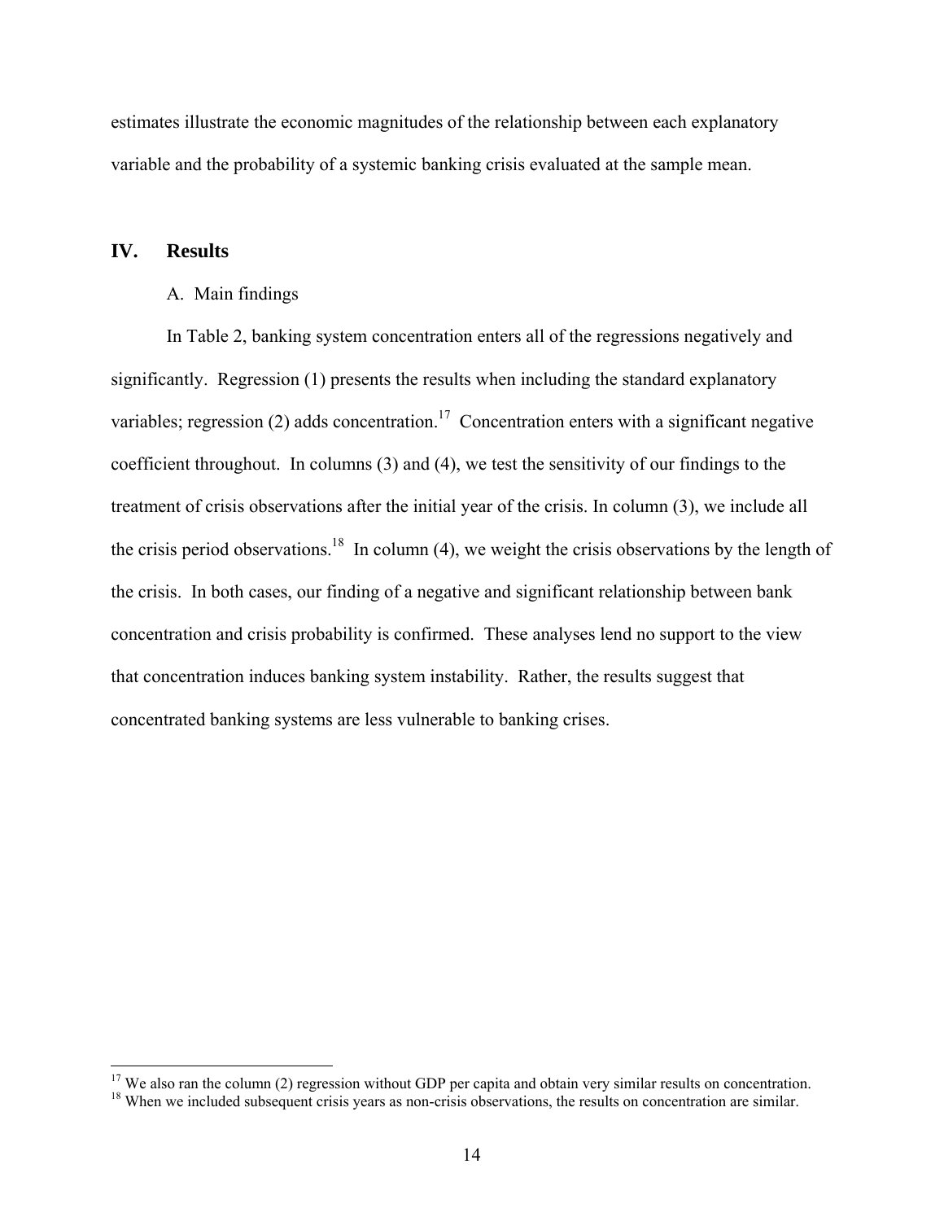estimates illustrate the economic magnitudes of the relationship between each explanatory variable and the probability of a systemic banking crisis evaluated at the sample mean.

## IV. Results

### A. Main findings

In Table 2, banking system concentration enters all of the regressions negatively and significantly. Regression (1) presents the results when including the standard explanatory variables; regression (2) adds concentration.[17] Concentration enters with a significant negative coefficient throughout. In columns (3) and (4), we test the sensitivity of our findings to the treatment of crisis observations after the initial year of the crisis. In column (3), we include all the crisis period observations.[18] In column (4), we weight the crisis observations by the length of the crisis. In both cases, our finding of a negative and significant relationship between bank concentration and crisis probability is confirmed. These analyses lend no support to the view that concentration induces banking system instability. Rather, the results suggest that concentrated banking systems are less vulnerable to banking crises.

---

[17] We also ran the column (2) regression without GDP per capita and obtain very similar results on concentration.

[18] When we included subsequent crisis years as non-crisis observations, the results on concentration are similar.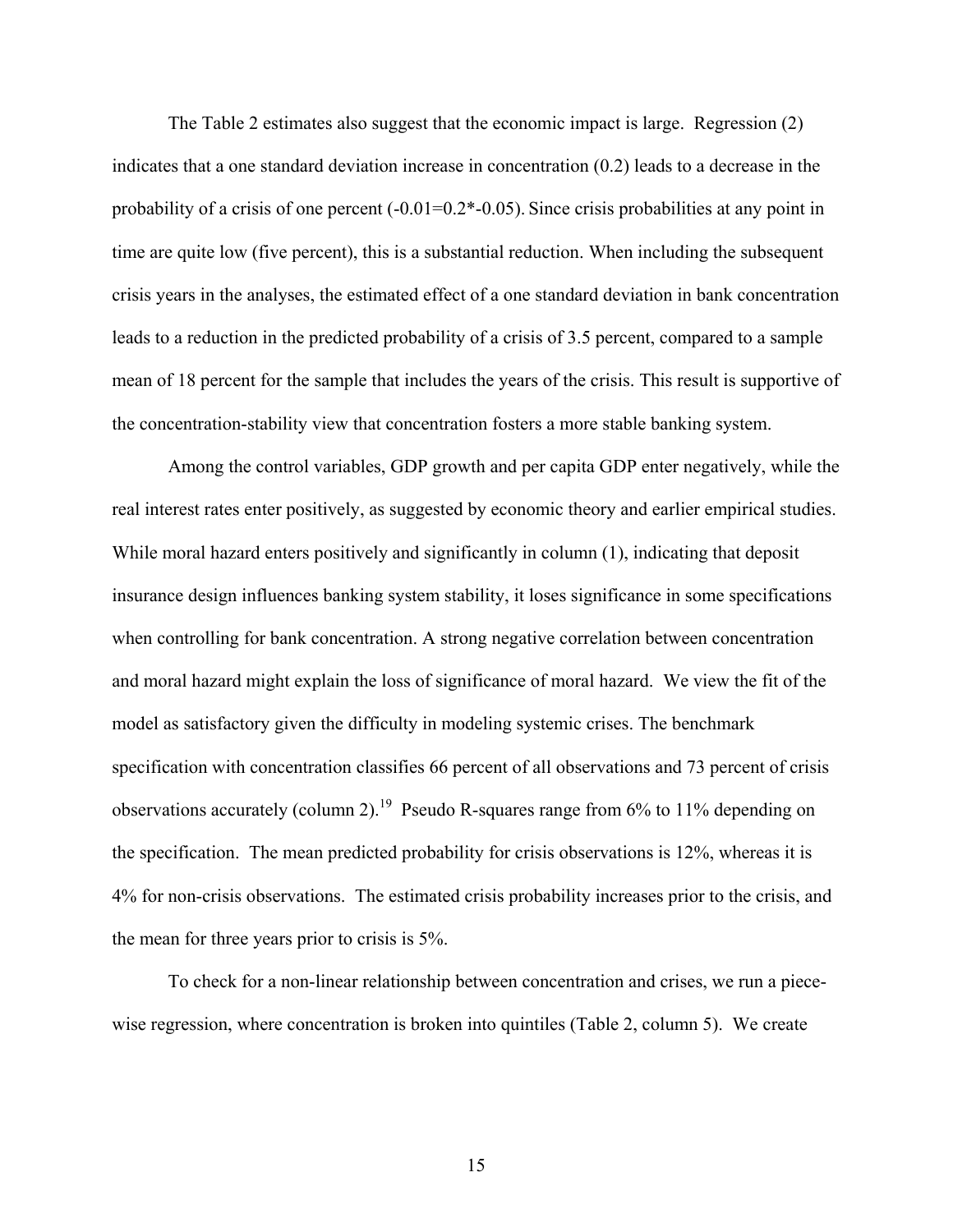The Table 2 estimates also suggest that the economic impact is large. Regression (2) indicates that a one standard deviation increase in concentration (0.2) leads to a decrease in the probability of a crisis of one percent (-0.01=0.2*-0.05). Since crisis probabilities at any point in time are quite low (five percent), this is a substantial reduction. When including the subsequent crisis years in the analyses, the estimated effect of a one standard deviation in bank concentration leads to a reduction in the predicted probability of a crisis of 3.5 percent, compared to a sample mean of 18 percent for the sample that includes the years of the crisis. This result is supportive of the concentration-stability view that concentration fosters a more stable banking system.

Among the control variables, GDP growth and per capita GDP enter negatively, while the real interest rates enter positively, as suggested by economic theory and earlier empirical studies. While moral hazard enters positively and significantly in column (1), indicating that deposit insurance design influences banking system stability, it loses significance in some specifications when controlling for bank concentration. A strong negative correlation between concentration and moral hazard might explain the loss of significance of moral hazard. We view the fit of the model as satisfactory given the difficulty in modeling systemic crises. The benchmark specification with concentration classifies 66 percent of all observations and 73 percent of crisis observations accurately (column 2).[19] Pseudo R-squares range from 6% to 11% depending on the specification. The mean predicted probability for crisis observations is 12%, whereas it is 4% for non-crisis observations. The estimated crisis probability increases prior to the crisis, and the mean for three years prior to crisis is 5%.

To check for a non-linear relationship between concentration and crises, we run a piece-wise regression, where concentration is broken into quintiles (Table 2, column 5). We create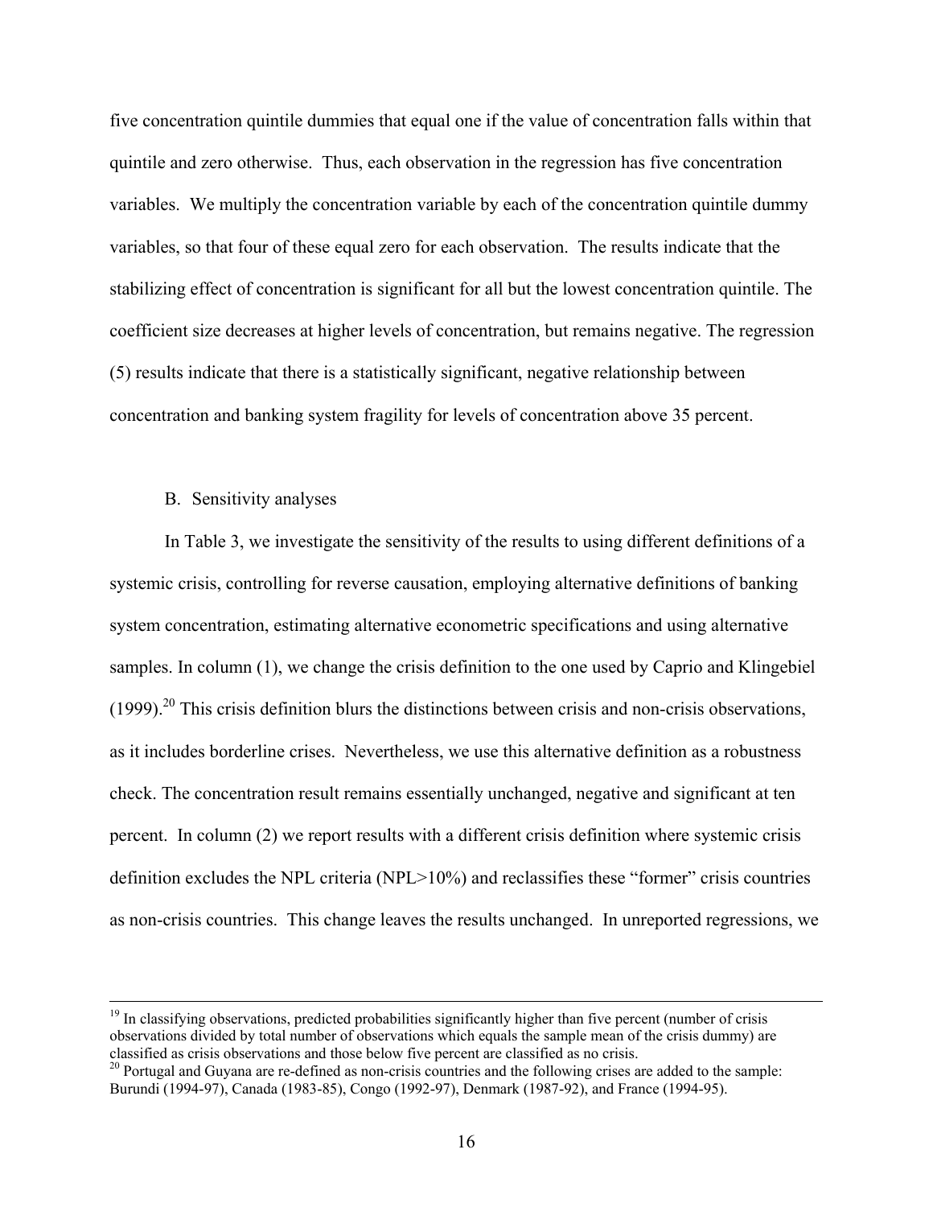five concentration quintile dummies that equal one if the value of concentration falls within that quintile and zero otherwise. Thus, each observation in the regression has five concentration variables. We multiply the concentration variable by each of the concentration quintile dummy variables, so that four of these equal zero for each observation. The results indicate that the stabilizing effect of concentration is significant for all but the lowest concentration quintile. The coefficient size decreases at higher levels of concentration, but remains negative. The regression (5) results indicate that there is a statistically significant, negative relationship between concentration and banking system fragility for levels of concentration above 35 percent.

## B. Sensitivity analyses

In Table 3, we investigate the sensitivity of the results to using different definitions of a systemic crisis, controlling for reverse causation, employing alternative definitions of banking system concentration, estimating alternative econometric specifications and using alternative samples. In column (1), we change the crisis definition to the one used by Caprio and Klingebiel (1999).[20] This crisis definition blurs the distinctions between crisis and non-crisis observations, as it includes borderline crises. Nevertheless, we use this alternative definition as a robustness check. The concentration result remains essentially unchanged, negative and significant at ten percent. In column (2) we report results with a different crisis definition where systemic crisis definition excludes the NPL criteria (NPL>10%) and reclassifies these "former" crisis countries as non-crisis countries. This change leaves the results unchanged. In unreported regressions, we

---

[19] In classifying observations, predicted probabilities significantly higher than five percent (number of crisis observations divided by total number of observations which equals the sample mean of the crisis dummy) are classified as crisis observations and those below five percent are classified as no crisis.

[20] Portugal and Guyana are re-defined as non-crisis countries and the following crises are added to the sample: Burundi (1994-97), Canada (1983-85), Congo (1992-97), Denmark (1987-92), and France (1994-95).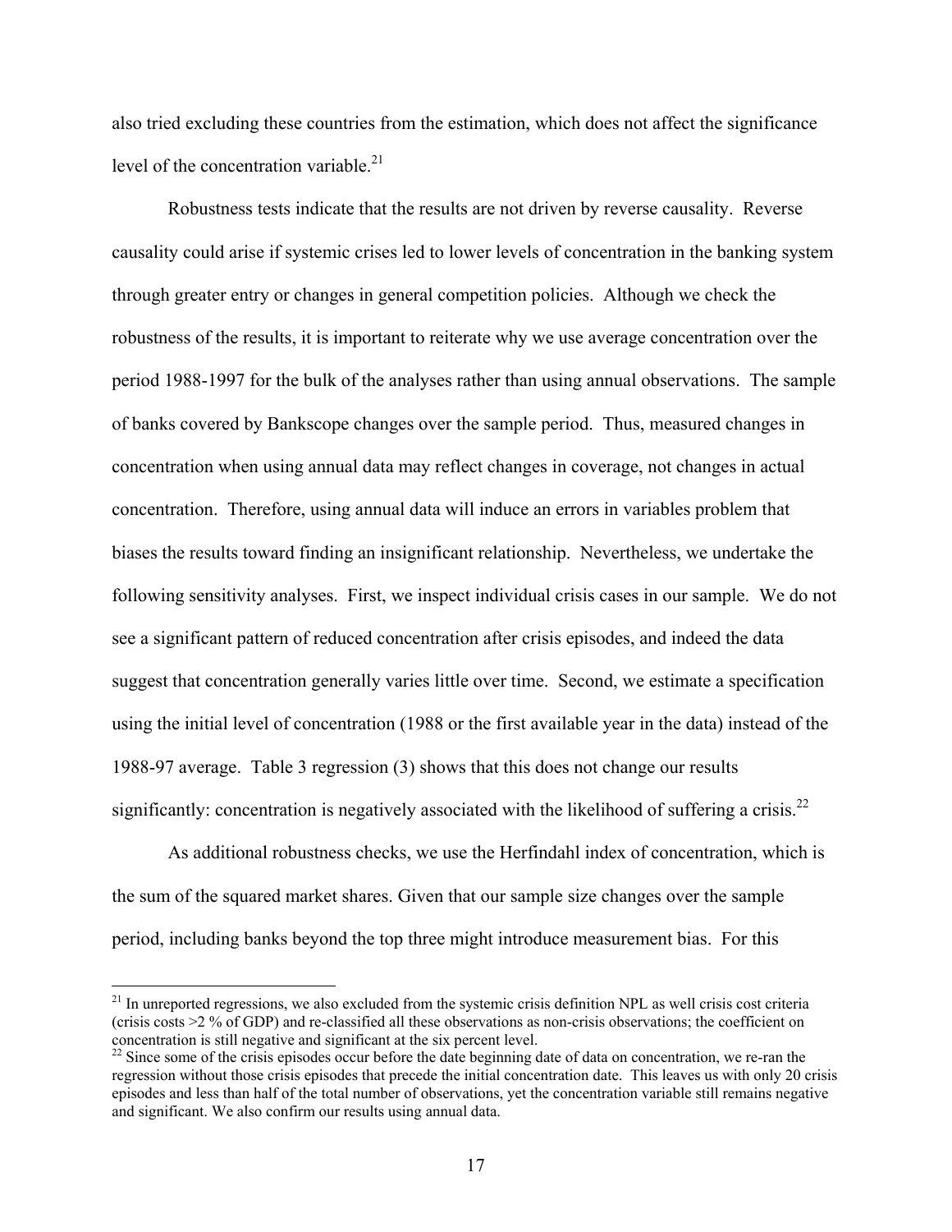also tried excluding these countries from the estimation, which does not affect the significance level of the concentration variable.[21]

Robustness tests indicate that the results are not driven by reverse causality. Reverse causality could arise if systemic crises led to lower levels of concentration in the banking system through greater entry or changes in general competition policies. Although we check the robustness of the results, it is important to reiterate why we use average concentration over the period 1988-1997 for the bulk of the analyses rather than using annual observations. The sample of banks covered by Bankscope changes over the sample period. Thus, measured changes in concentration when using annual data may reflect changes in coverage, not changes in actual concentration. Therefore, using annual data will induce an errors in variables problem that biases the results toward finding an insignificant relationship. Nevertheless, we undertake the following sensitivity analyses. First, we inspect individual crisis cases in our sample. We do not see a significant pattern of reduced concentration after crisis episodes, and indeed the data suggest that concentration generally varies little over time. Second, we estimate a specification using the initial level of concentration (1988 or the first available year in the data) instead of the 1988-97 average. Table 3 regression (3) shows that this does not change our results significantly: concentration is negatively associated with the likelihood of suffering a crisis.[22]

As additional robustness checks, we use the Herfindahl index of concentration, which is the sum of the squared market shares. Given that our sample size changes over the sample period, including banks beyond the top three might introduce measurement bias. For this

---

[21] In unreported regressions, we also excluded from the systemic crisis definition NPL as well crisis cost criteria (crisis costs >2 % of GDP) and re-classified all these observations as non-crisis observations; the coefficient on concentration is still negative and significant at the six percent level.

[22] Since some of the crisis episodes occur before the date beginning date of data on concentration, we re-ran the regression without those crisis episodes that precede the initial concentration date. This leaves us with only 20 crisis episodes and less than half of the total number of observations, yet the concentration variable still remains negative and significant. We also confirm our results using annual data.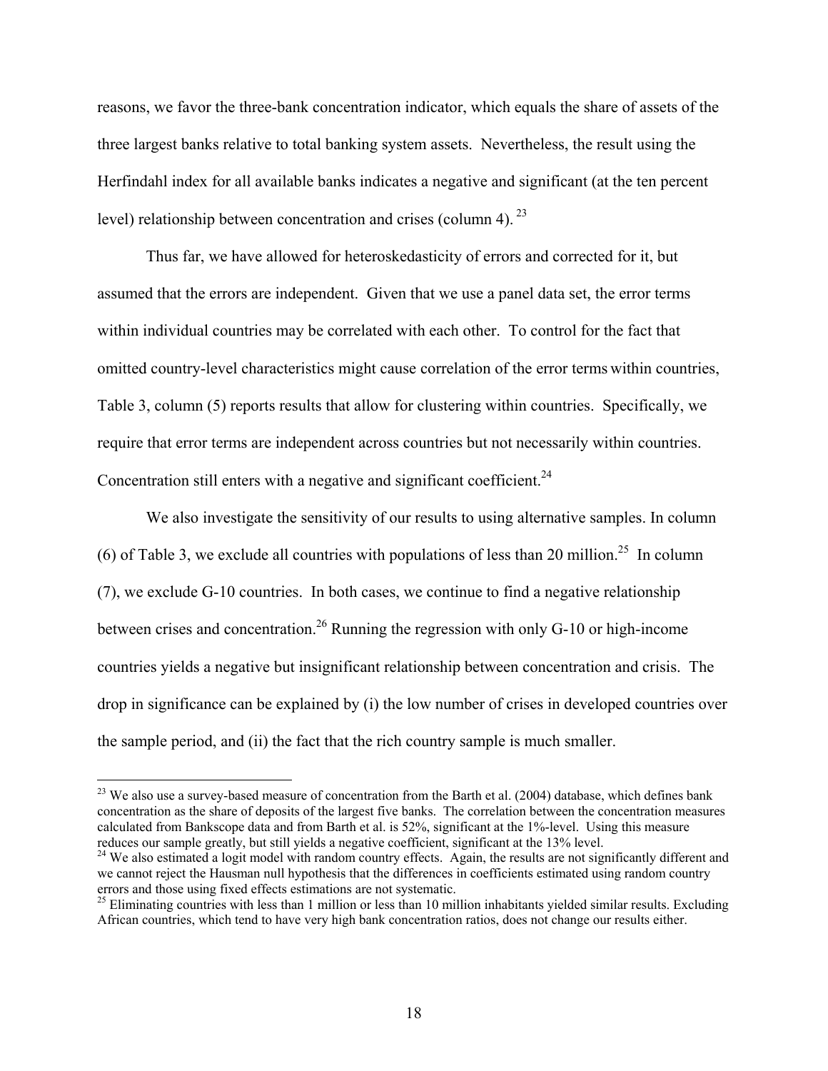reasons, we favor the three-bank concentration indicator, which equals the share of assets of the three largest banks relative to total banking system assets. Nevertheless, the result using the Herfindahl index for all available banks indicates a negative and significant (at the ten percent level) relationship between concentration and crises (column 4).[23]

Thus far, we have allowed for heteroskedasticity of errors and corrected for it, but assumed that the errors are independent. Given that we use a panel data set, the error terms within individual countries may be correlated with each other. To control for the fact that omitted country-level characteristics might cause correlation of the error terms within countries, Table 3, column (5) reports results that allow for clustering within countries. Specifically, we require that error terms are independent across countries but not necessarily within countries. Concentration still enters with a negative and significant coefficient.[24]

We also investigate the sensitivity of our results to using alternative samples. In column (6) of Table 3, we exclude all countries with populations of less than 20 million.[25] In column (7), we exclude G-10 countries. In both cases, we continue to find a negative relationship between crises and concentration.[26] Running the regression with only G-10 or high-income countries yields a negative but insignificant relationship between concentration and crisis. The drop in significance can be explained by (i) the low number of crises in developed countries over the sample period, and (ii) the fact that the rich country sample is much smaller.

---

[23] We also use a survey-based measure of concentration from the Barth et al. (2004) database, which defines bank concentration as the share of deposits of the largest five banks. The correlation between the concentration measures calculated from Bankscope data and from Barth et al. is 52%, significant at the 1%-level. Using this measure reduces our sample greatly, but still yields a negative coefficient, significant at the 13% level.

[24] We also estimated a logit model with random country effects. Again, the results are not significantly different and we cannot reject the Hausman null hypothesis that the differences in coefficients estimated using random country errors and those using fixed effects estimations are not systematic.

[25] Eliminating countries with less than 1 million or less than 10 million inhabitants yielded similar results. Excluding African countries, which tend to have very high bank concentration ratios, does not change our results either.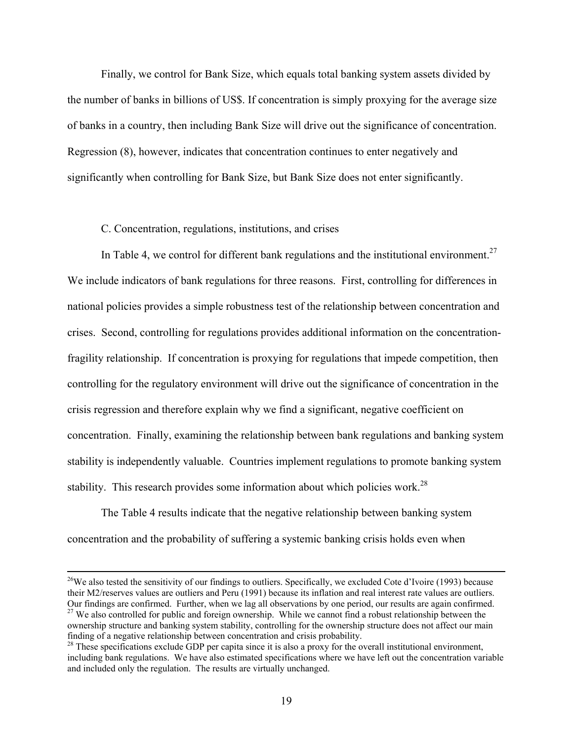Finally, we control for Bank Size, which equals total banking system assets divided by the number of banks in billions of US$. If concentration is simply proxying for the average size of banks in a country, then including Bank Size will drive out the significance of concentration. Regression (8), however, indicates that concentration continues to enter negatively and significantly when controlling for Bank Size, but Bank Size does not enter significantly.

C. Concentration, regulations, institutions, and crises

In Table 4, we control for different bank regulations and the institutional environment.[27] We include indicators of bank regulations for three reasons. First, controlling for differences in national policies provides a simple robustness test of the relationship between concentration and crises. Second, controlling for regulations provides additional information on the concentration-fragility relationship. If concentration is proxying for regulations that impede competition, then controlling for the regulatory environment will drive out the significance of concentration in the crisis regression and therefore explain why we find a significant, negative coefficient on concentration. Finally, examining the relationship between bank regulations and banking system stability is independently valuable. Countries implement regulations to promote banking system stability. This research provides some information about which policies work.[28]

The Table 4 results indicate that the negative relationship between banking system concentration and the probability of suffering a systemic banking crisis holds even when

---

[26]We also tested the sensitivity of our findings to outliers. Specifically, we excluded Cote d'Ivoire (1993) because their M2/reserves values are outliers and Peru (1991) because its inflation and real interest rate values are outliers. Our findings are confirmed. Further, when we lag all observations by one period, our results are again confirmed.

[27] We also controlled for public and foreign ownership. While we cannot find a robust relationship between the ownership structure and banking system stability, controlling for the ownership structure does not affect our main finding of a negative relationship between concentration and crisis probability.

[28] These specifications exclude GDP per capita since it is also a proxy for the overall institutional environment, including bank regulations. We have also estimated specifications where we have left out the concentration variable and included only the regulation. The results are virtually unchanged.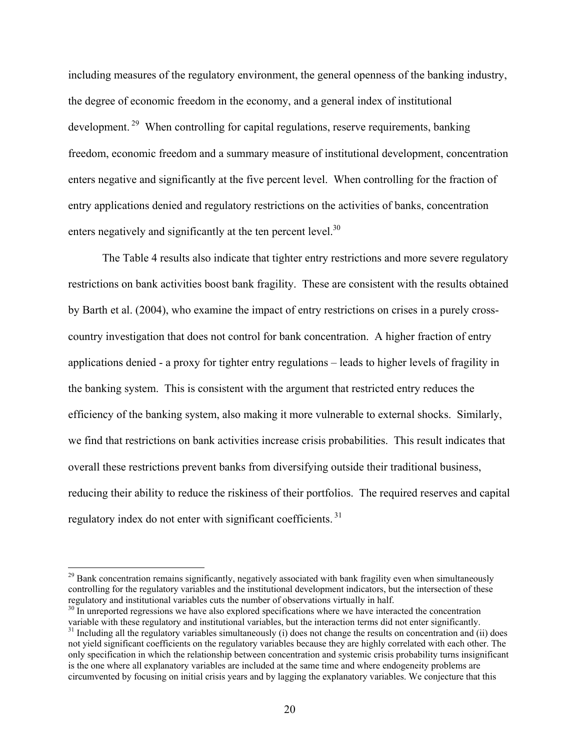including measures of the regulatory environment, the general openness of the banking industry, the degree of economic freedom in the economy, and a general index of institutional development.[29] When controlling for capital regulations, reserve requirements, banking freedom, economic freedom and a summary measure of institutional development, concentration enters negative and significantly at the five percent level. When controlling for the fraction of entry applications denied and regulatory restrictions on the activities of banks, concentration enters negatively and significantly at the ten percent level.[30]

The Table 4 results also indicate that tighter entry restrictions and more severe regulatory restrictions on bank activities boost bank fragility. These are consistent with the results obtained by Barth et al. (2004), who examine the impact of entry restrictions on crises in a purely cross-country investigation that does not control for bank concentration. A higher fraction of entry applications denied - a proxy for tighter entry regulations – leads to higher levels of fragility in the banking system. This is consistent with the argument that restricted entry reduces the efficiency of the banking system, also making it more vulnerable to external shocks. Similarly, we find that restrictions on bank activities increase crisis probabilities. This result indicates that overall these restrictions prevent banks from diversifying outside their traditional business, reducing their ability to reduce the riskiness of their portfolios. The required reserves and capital regulatory index do not enter with significant coefficients.[31]

---

[29] Bank concentration remains significantly, negatively associated with bank fragility even when simultaneously controlling for the regulatory variables and the institutional development indicators, but the intersection of these regulatory and institutional variables cuts the number of observations virtually in half.

[30] In unreported regressions we have also explored specifications where we have interacted the concentration variable with these regulatory and institutional variables, but the interaction terms did not enter significantly.

[31] Including all the regulatory variables simultaneously (i) does not change the results on concentration and (ii) does not yield significant coefficients on the regulatory variables because they are highly correlated with each other. The only specification in which the relationship between concentration and systemic crisis probability turns insignificant is the one where all explanatory variables are included at the same time and where endogeneity problems are circumvented by focusing on initial crisis years and by lagging the explanatory variables. We conjecture that this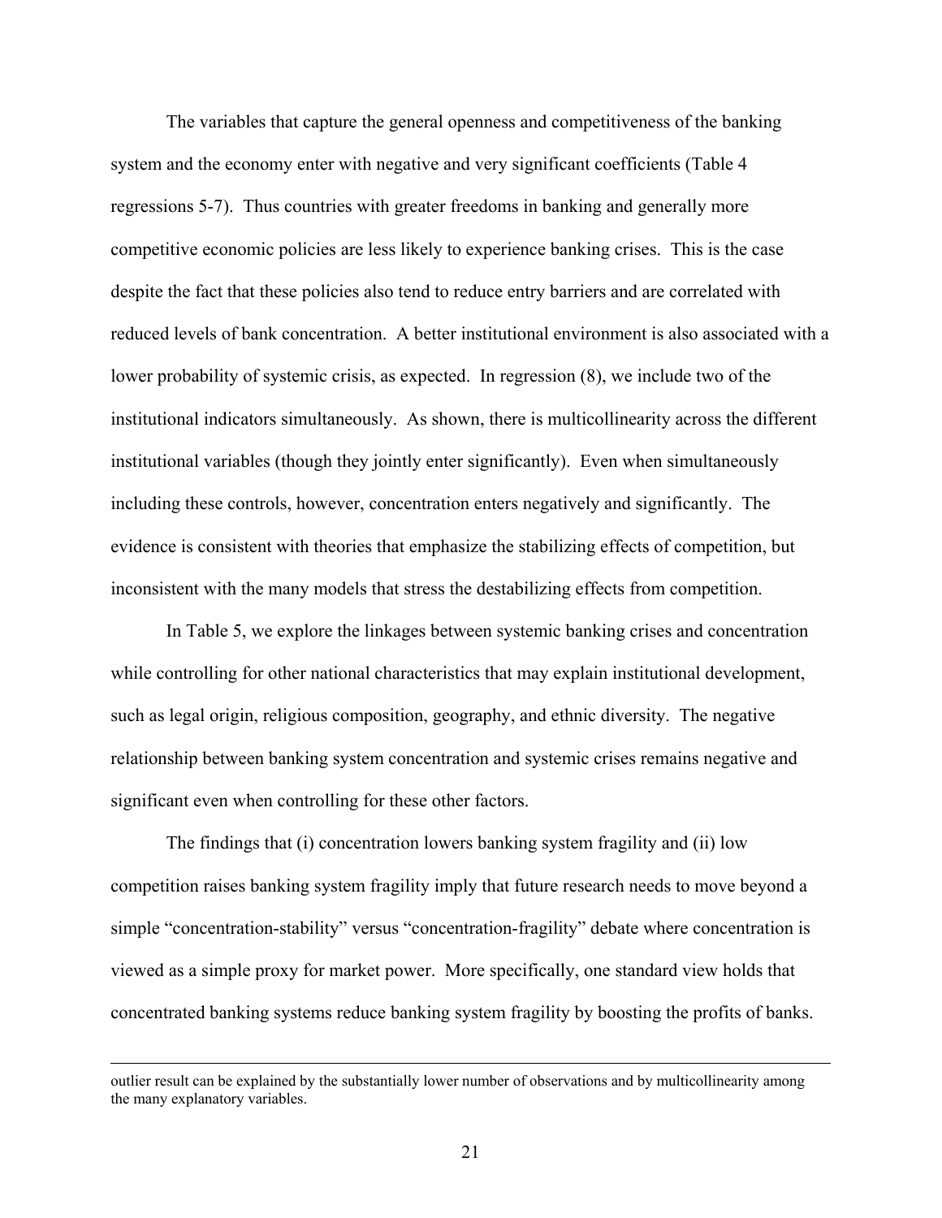The variables that capture the general openness and competitiveness of the banking system and the economy enter with negative and very significant coefficients (Table 4 regressions 5-7). Thus countries with greater freedoms in banking and generally more competitive economic policies are less likely to experience banking crises. This is the case despite the fact that these policies also tend to reduce entry barriers and are correlated with reduced levels of bank concentration. A better institutional environment is also associated with a lower probability of systemic crisis, as expected. In regression (8), we include two of the institutional indicators simultaneously. As shown, there is multicollinearity across the different institutional variables (though they jointly enter significantly). Even when simultaneously including these controls, however, concentration enters negatively and significantly. The evidence is consistent with theories that emphasize the stabilizing effects of competition, but inconsistent with the many models that stress the destabilizing effects from competition.

In Table 5, we explore the linkages between systemic banking crises and concentration while controlling for other national characteristics that may explain institutional development, such as legal origin, religious composition, geography, and ethnic diversity. The negative relationship between banking system concentration and systemic crises remains negative and significant even when controlling for these other factors.

The findings that (i) concentration lowers banking system fragility and (ii) low competition raises banking system fragility imply that future research needs to move beyond a simple "concentration-stability" versus "concentration-fragility" debate where concentration is viewed as a simple proxy for market power. More specifically, one standard view holds that concentrated banking systems reduce banking system fragility by boosting the profits of banks.

---

outlier result can be explained by the substantially lower number of observations and by multicollinearity among the many explanatory variables.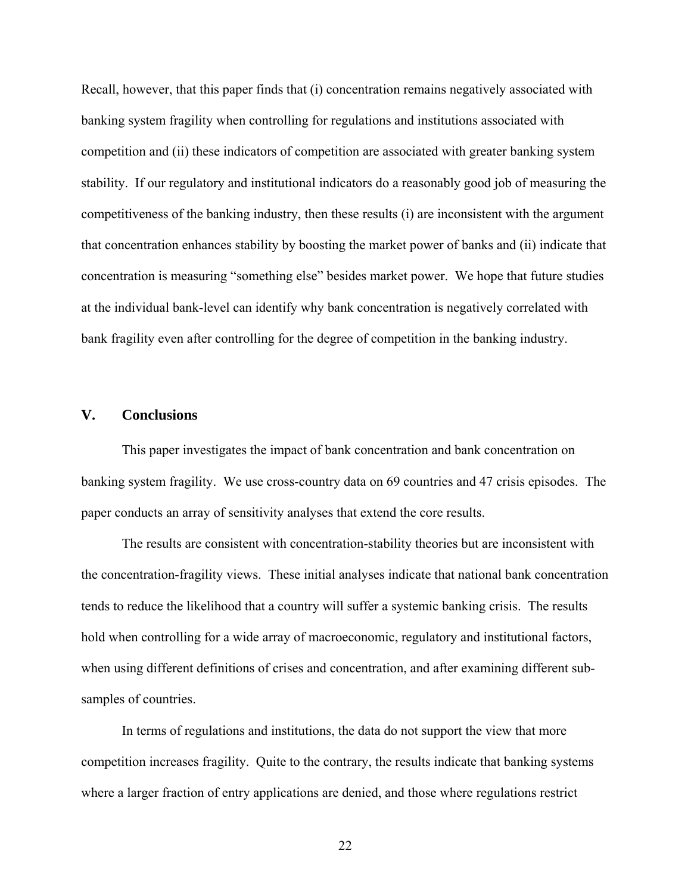Recall, however, that this paper finds that (i) concentration remains negatively associated with banking system fragility when controlling for regulations and institutions associated with competition and (ii) these indicators of competition are associated with greater banking system stability. If our regulatory and institutional indicators do a reasonably good job of measuring the competitiveness of the banking industry, then these results (i) are inconsistent with the argument that concentration enhances stability by boosting the market power of banks and (ii) indicate that concentration is measuring "something else" besides market power. We hope that future studies at the individual bank-level can identify why bank concentration is negatively correlated with bank fragility even after controlling for the degree of competition in the banking industry.

## V. Conclusions

This paper investigates the impact of bank concentration and bank concentration on banking system fragility. We use cross-country data on 69 countries and 47 crisis episodes. The paper conducts an array of sensitivity analyses that extend the core results.

The results are consistent with concentration-stability theories but are inconsistent with the concentration-fragility views. These initial analyses indicate that national bank concentration tends to reduce the likelihood that a country will suffer a systemic banking crisis. The results hold when controlling for a wide array of macroeconomic, regulatory and institutional factors, when using different definitions of crises and concentration, and after examining different sub-samples of countries.

In terms of regulations and institutions, the data do not support the view that more competition increases fragility. Quite to the contrary, the results indicate that banking systems where a larger fraction of entry applications are denied, and those where regulations restrict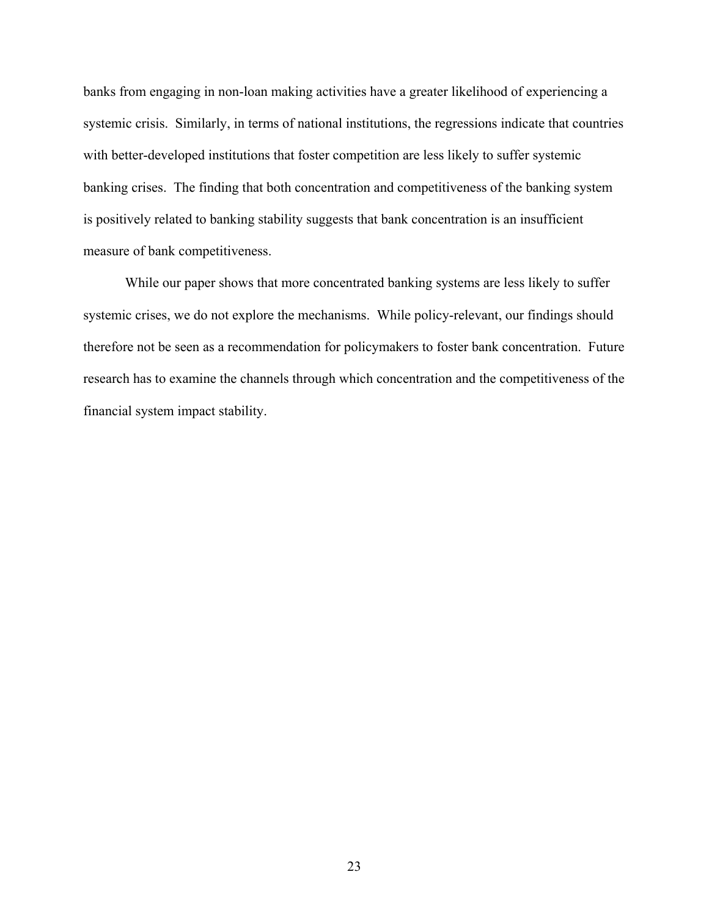banks from engaging in non-loan making activities have a greater likelihood of experiencing a systemic crisis. Similarly, in terms of national institutions, the regressions indicate that countries with better-developed institutions that foster competition are less likely to suffer systemic banking crises. The finding that both concentration and competitiveness of the banking system is positively related to banking stability suggests that bank concentration is an insufficient measure of bank competitiveness.

While our paper shows that more concentrated banking systems are less likely to suffer systemic crises, we do not explore the mechanisms. While policy-relevant, our findings should therefore not be seen as a recommendation for policymakers to foster bank concentration. Future research has to examine the channels through which concentration and the competitiveness of the financial system impact stability.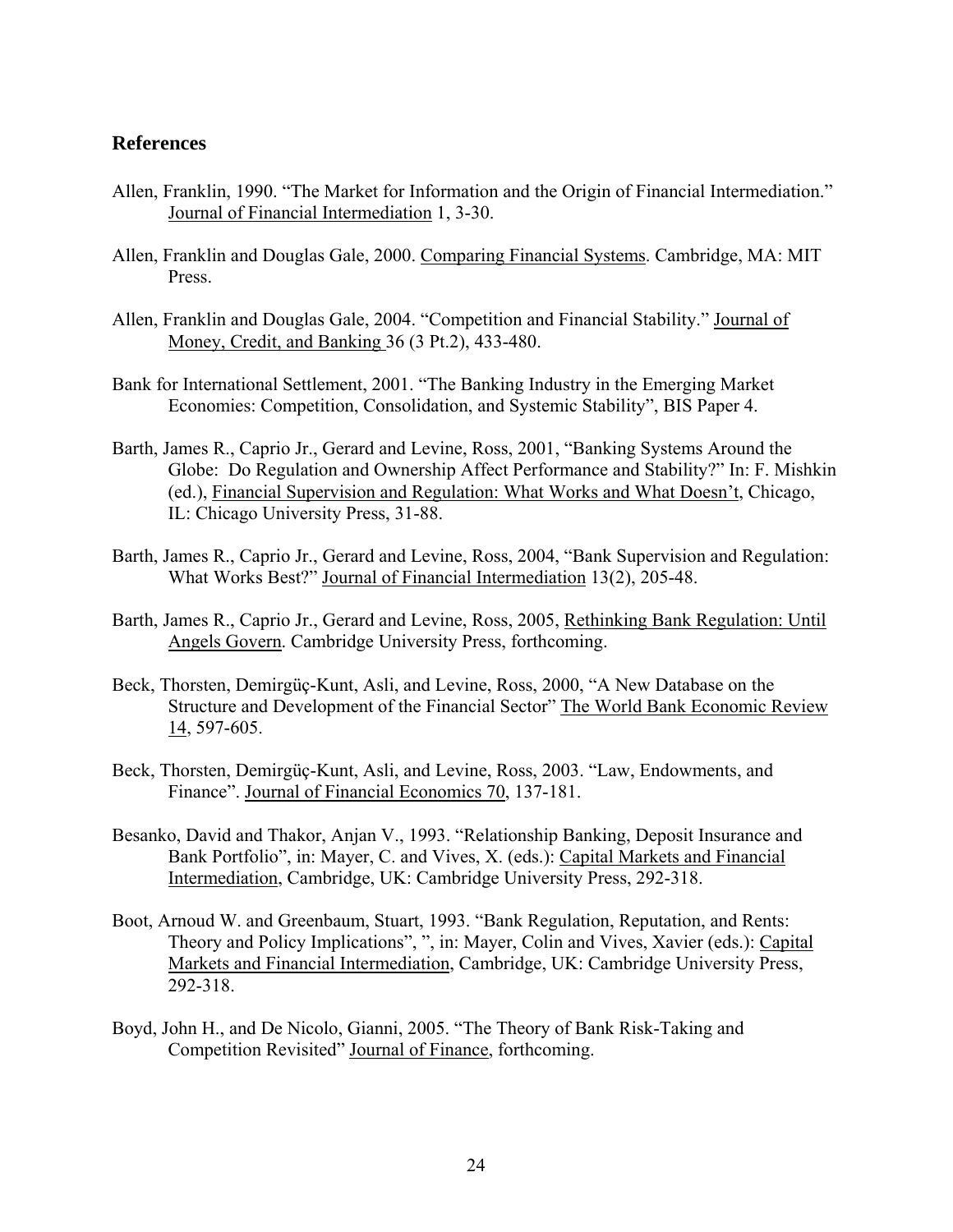## References

Allen, Franklin, 1990. "The Market for Information and the Origin of Financial Intermediation." Journal of Financial Intermediation 1, 3-30.

Allen, Franklin and Douglas Gale, 2000. Comparing Financial Systems. Cambridge, MA: MIT Press.

Allen, Franklin and Douglas Gale, 2004. "Competition and Financial Stability." Journal of Money, Credit, and Banking 36 (3 Pt.2), 433-480.

Bank for International Settlement, 2001. "The Banking Industry in the Emerging Market Economies: Competition, Consolidation, and Systemic Stability", BIS Paper 4.

Barth, James R., Caprio Jr., Gerard and Levine, Ross, 2001, "Banking Systems Around the Globe: Do Regulation and Ownership Affect Performance and Stability?" In: F. Mishkin (ed.), Financial Supervision and Regulation: What Works and What Doesn't, Chicago, IL: Chicago University Press, 31-88.

Barth, James R., Caprio Jr., Gerard and Levine, Ross, 2004, "Bank Supervision and Regulation: What Works Best?" Journal of Financial Intermediation 13(2), 205-48.

Barth, James R., Caprio Jr., Gerard and Levine, Ross, 2005, Rethinking Bank Regulation: Until Angels Govern. Cambridge University Press, forthcoming.

Beck, Thorsten, Demirgüç-Kunt, Asli, and Levine, Ross, 2000, "A New Database on the Structure and Development of the Financial Sector" The World Bank Economic Review 14, 597-605.

Beck, Thorsten, Demirgüç-Kunt, Asli, and Levine, Ross, 2003. "Law, Endowments, and Finance". Journal of Financial Economics 70, 137-181.

Besanko, David and Thakor, Anjan V., 1993. "Relationship Banking, Deposit Insurance and Bank Portfolio", in: Mayer, C. and Vives, X. (eds.): Capital Markets and Financial Intermediation, Cambridge, UK: Cambridge University Press, 292-318.

Boot, Arnoud W. and Greenbaum, Stuart, 1993. "Bank Regulation, Reputation, and Rents: Theory and Policy Implications", ", in: Mayer, Colin and Vives, Xavier (eds.): Capital Markets and Financial Intermediation, Cambridge, UK: Cambridge University Press, 292-318.

Boyd, John H., and De Nicolo, Gianni, 2005. "The Theory of Bank Risk-Taking and Competition Revisited" Journal of Finance, forthcoming.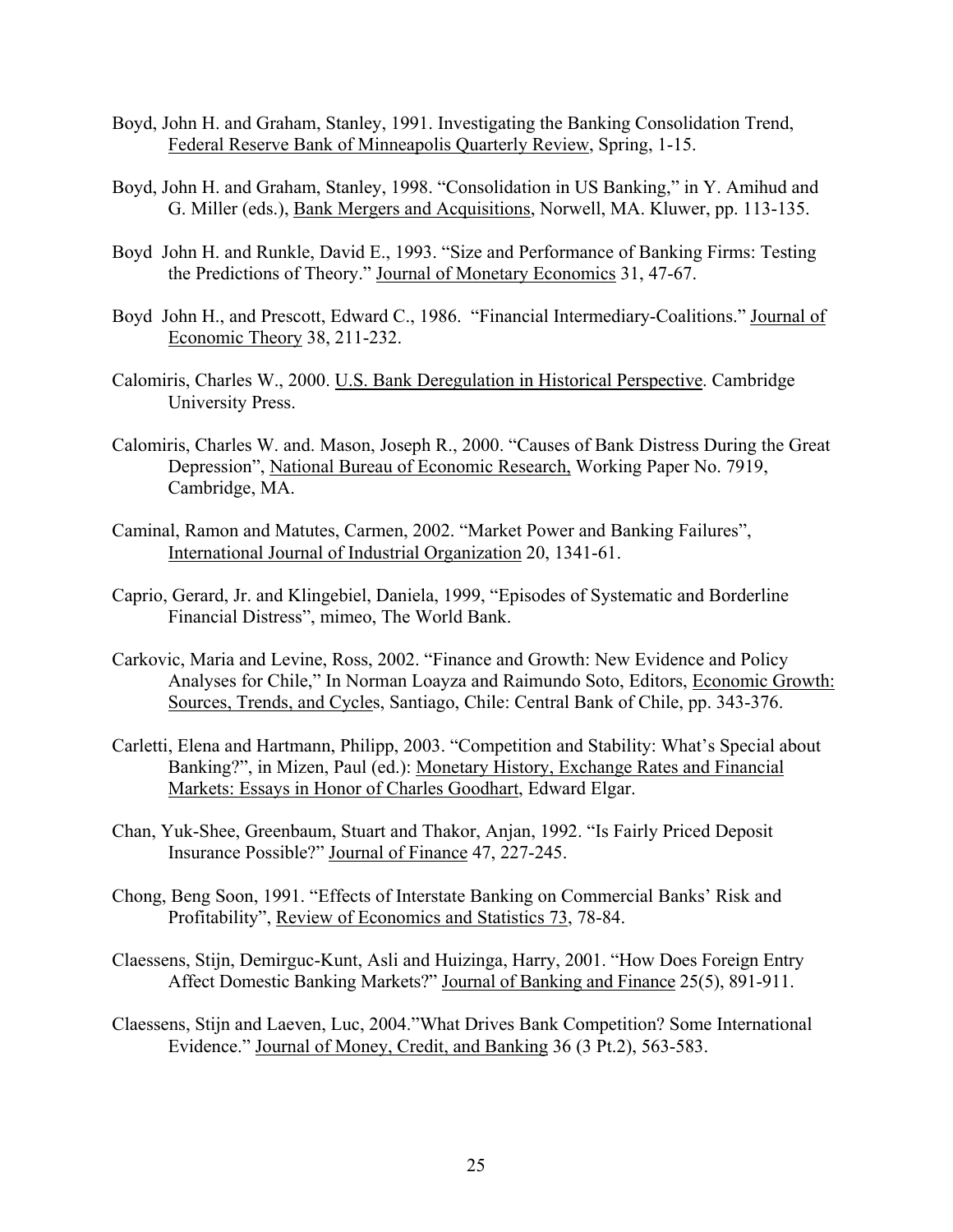Boyd, John H. and Graham, Stanley, 1991. Investigating the Banking Consolidation Trend, Federal Reserve Bank of Minneapolis Quarterly Review, Spring, 1-15.

Boyd, John H. and Graham, Stanley, 1998. "Consolidation in US Banking," in Y. Amihud and G. Miller (eds.), Bank Mergers and Acquisitions, Norwell, MA. Kluwer, pp. 113-135.

Boyd John H. and Runkle, David E., 1993. "Size and Performance of Banking Firms: Testing the Predictions of Theory." Journal of Monetary Economics 31, 47-67.

Boyd John H., and Prescott, Edward C., 1986. "Financial Intermediary-Coalitions." Journal of Economic Theory 38, 211-232.

Calomiris, Charles W., 2000. U.S. Bank Deregulation in Historical Perspective. Cambridge University Press.

Calomiris, Charles W. and. Mason, Joseph R., 2000. "Causes of Bank Distress During the Great Depression", National Bureau of Economic Research, Working Paper No. 7919, Cambridge, MA.

Caminal, Ramon and Matutes, Carmen, 2002. "Market Power and Banking Failures", International Journal of Industrial Organization 20, 1341-61.

Caprio, Gerard, Jr. and Klingebiel, Daniela, 1999, "Episodes of Systematic and Borderline Financial Distress", mimeo, The World Bank.

Carkovic, Maria and Levine, Ross, 2002. "Finance and Growth: New Evidence and Policy Analyses for Chile," In Norman Loayza and Raimundo Soto, Editors, Economic Growth: Sources, Trends, and Cycles, Santiago, Chile: Central Bank of Chile, pp. 343-376.

Carletti, Elena and Hartmann, Philipp, 2003. "Competition and Stability: What's Special about Banking?", in Mizen, Paul (ed.): Monetary History, Exchange Rates and Financial Markets: Essays in Honor of Charles Goodhart, Edward Elgar.

Chan, Yuk-Shee, Greenbaum, Stuart and Thakor, Anjan, 1992. "Is Fairly Priced Deposit Insurance Possible?" Journal of Finance 47, 227-245.

Chong, Beng Soon, 1991. "Effects of Interstate Banking on Commercial Banks' Risk and Profitability", Review of Economics and Statistics 73, 78-84.

Claessens, Stijn, Demirguc-Kunt, Asli and Huizinga, Harry, 2001. "How Does Foreign Entry Affect Domestic Banking Markets?" Journal of Banking and Finance 25(5), 891-911.

Claessens, Stijn and Laeven, Luc, 2004."What Drives Bank Competition? Some International Evidence." Journal of Money, Credit, and Banking 36 (3 Pt.2), 563-583.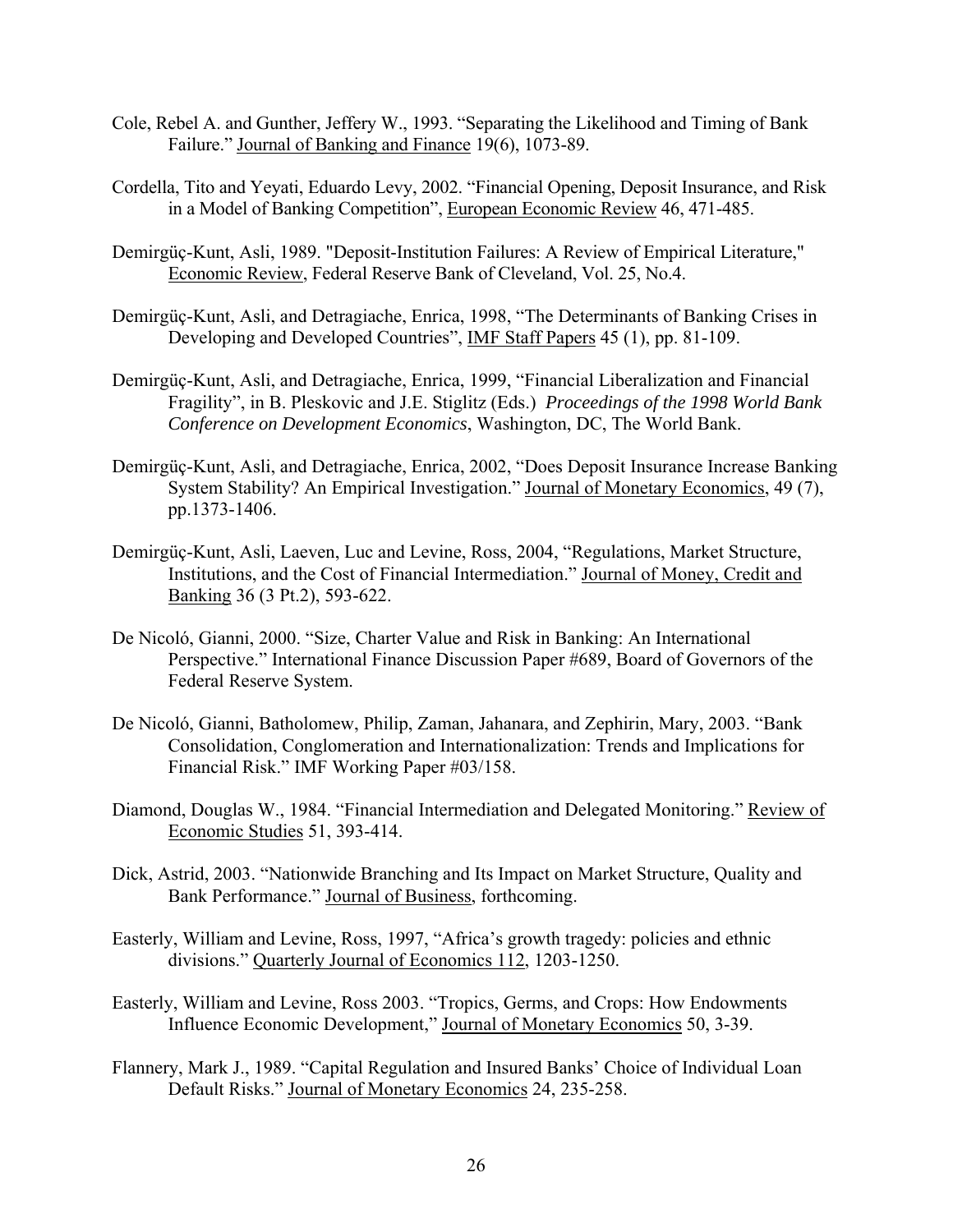Cole, Rebel A. and Gunther, Jeffery W., 1993. "Separating the Likelihood and Timing of Bank Failure." Journal of Banking and Finance 19(6), 1073-89.

Cordella, Tito and Yeyati, Eduardo Levy, 2002. "Financial Opening, Deposit Insurance, and Risk in a Model of Banking Competition", European Economic Review 46, 471-485.

Demirgüç-Kunt, Asli, 1989. "Deposit-Institution Failures: A Review of Empirical Literature," Economic Review, Federal Reserve Bank of Cleveland, Vol. 25, No.4.

Demirgüç-Kunt, Asli, and Detragiache, Enrica, 1998, "The Determinants of Banking Crises in Developing and Developed Countries", IMF Staff Papers 45 (1), pp. 81-109.

Demirgüç-Kunt, Asli, and Detragiache, Enrica, 1999, "Financial Liberalization and Financial Fragility", in B. Pleskovic and J.E. Stiglitz (Eds.) *Proceedings of the 1998 World Bank Conference on Development Economics*, Washington, DC, The World Bank.

Demirgüç-Kunt, Asli, and Detragiache, Enrica, 2002, "Does Deposit Insurance Increase Banking System Stability? An Empirical Investigation." Journal of Monetary Economics, 49 (7), pp.1373-1406.

Demirgüç-Kunt, Asli, Laeven, Luc and Levine, Ross, 2004, "Regulations, Market Structure, Institutions, and the Cost of Financial Intermediation." Journal of Money, Credit and Banking 36 (3 Pt.2), 593-622.

De Nicoló, Gianni, 2000. "Size, Charter Value and Risk in Banking: An International Perspective." International Finance Discussion Paper #689, Board of Governors of the Federal Reserve System.

De Nicoló, Gianni, Batholomew, Philip, Zaman, Jahanara, and Zephirin, Mary, 2003. "Bank Consolidation, Conglomeration and Internationalization: Trends and Implications for Financial Risk." IMF Working Paper #03/158.

Diamond, Douglas W., 1984. "Financial Intermediation and Delegated Monitoring." Review of Economic Studies 51, 393-414.

Dick, Astrid, 2003. "Nationwide Branching and Its Impact on Market Structure, Quality and Bank Performance." Journal of Business, forthcoming.

Easterly, William and Levine, Ross, 1997, "Africa's growth tragedy: policies and ethnic divisions." Quarterly Journal of Economics 112, 1203-1250.

Easterly, William and Levine, Ross 2003. "Tropics, Germs, and Crops: How Endowments Influence Economic Development," Journal of Monetary Economics 50, 3-39.

Flannery, Mark J., 1989. "Capital Regulation and Insured Banks' Choice of Individual Loan Default Risks." Journal of Monetary Economics 24, 235-258.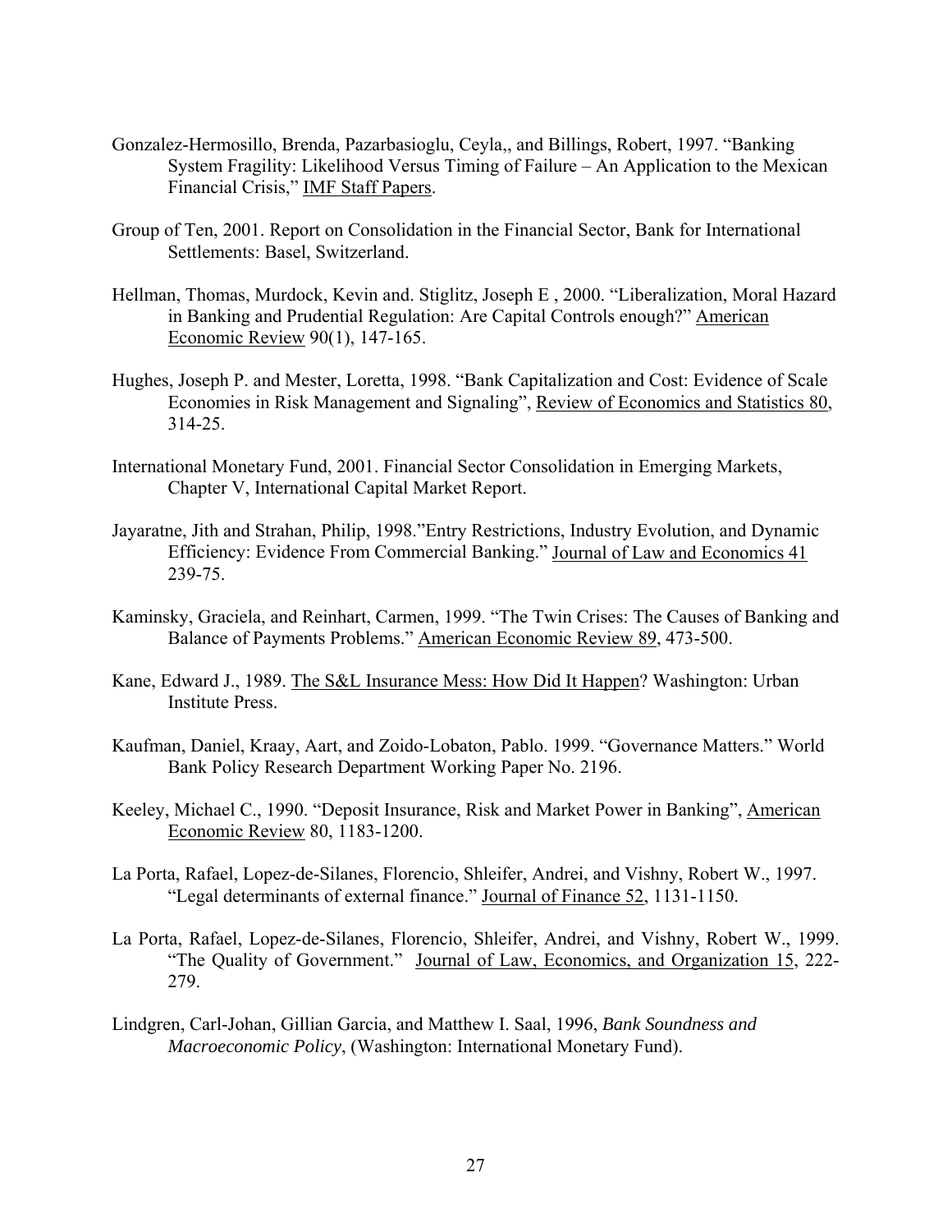Gonzalez-Hermosillo, Brenda, Pazarbasioglu, Ceyla,, and Billings, Robert, 1997. "Banking System Fragility: Likelihood Versus Timing of Failure – An Application to the Mexican Financial Crisis," IMF Staff Papers.

Group of Ten, 2001. Report on Consolidation in the Financial Sector, Bank for International Settlements: Basel, Switzerland.

Hellman, Thomas, Murdock, Kevin and. Stiglitz, Joseph E , 2000. "Liberalization, Moral Hazard in Banking and Prudential Regulation: Are Capital Controls enough?" American Economic Review 90(1), 147-165.

Hughes, Joseph P. and Mester, Loretta, 1998. "Bank Capitalization and Cost: Evidence of Scale Economies in Risk Management and Signaling", Review of Economics and Statistics 80, 314-25.

International Monetary Fund, 2001. Financial Sector Consolidation in Emerging Markets, Chapter V, International Capital Market Report.

Jayaratne, Jith and Strahan, Philip, 1998."Entry Restrictions, Industry Evolution, and Dynamic Efficiency: Evidence From Commercial Banking." Journal of Law and Economics 41 239-75.

Kaminsky, Graciela, and Reinhart, Carmen, 1999. "The Twin Crises: The Causes of Banking and Balance of Payments Problems." American Economic Review 89, 473-500.

Kane, Edward J., 1989. The S&L Insurance Mess: How Did It Happen? Washington: Urban Institute Press.

Kaufman, Daniel, Kraay, Aart, and Zoido-Lobaton, Pablo. 1999. "Governance Matters." World Bank Policy Research Department Working Paper No. 2196.

Keeley, Michael C., 1990. "Deposit Insurance, Risk and Market Power in Banking", American Economic Review 80, 1183-1200.

La Porta, Rafael, Lopez-de-Silanes, Florencio, Shleifer, Andrei, and Vishny, Robert W., 1997. "Legal determinants of external finance." Journal of Finance 52, 1131-1150.

La Porta, Rafael, Lopez-de-Silanes, Florencio, Shleifer, Andrei, and Vishny, Robert W., 1999. "The Quality of Government." Journal of Law, Economics, and Organization 15, 222-279.

Lindgren, Carl-Johan, Gillian Garcia, and Matthew I. Saal, 1996, *Bank Soundness and Macroeconomic Policy*, (Washington: International Monetary Fund).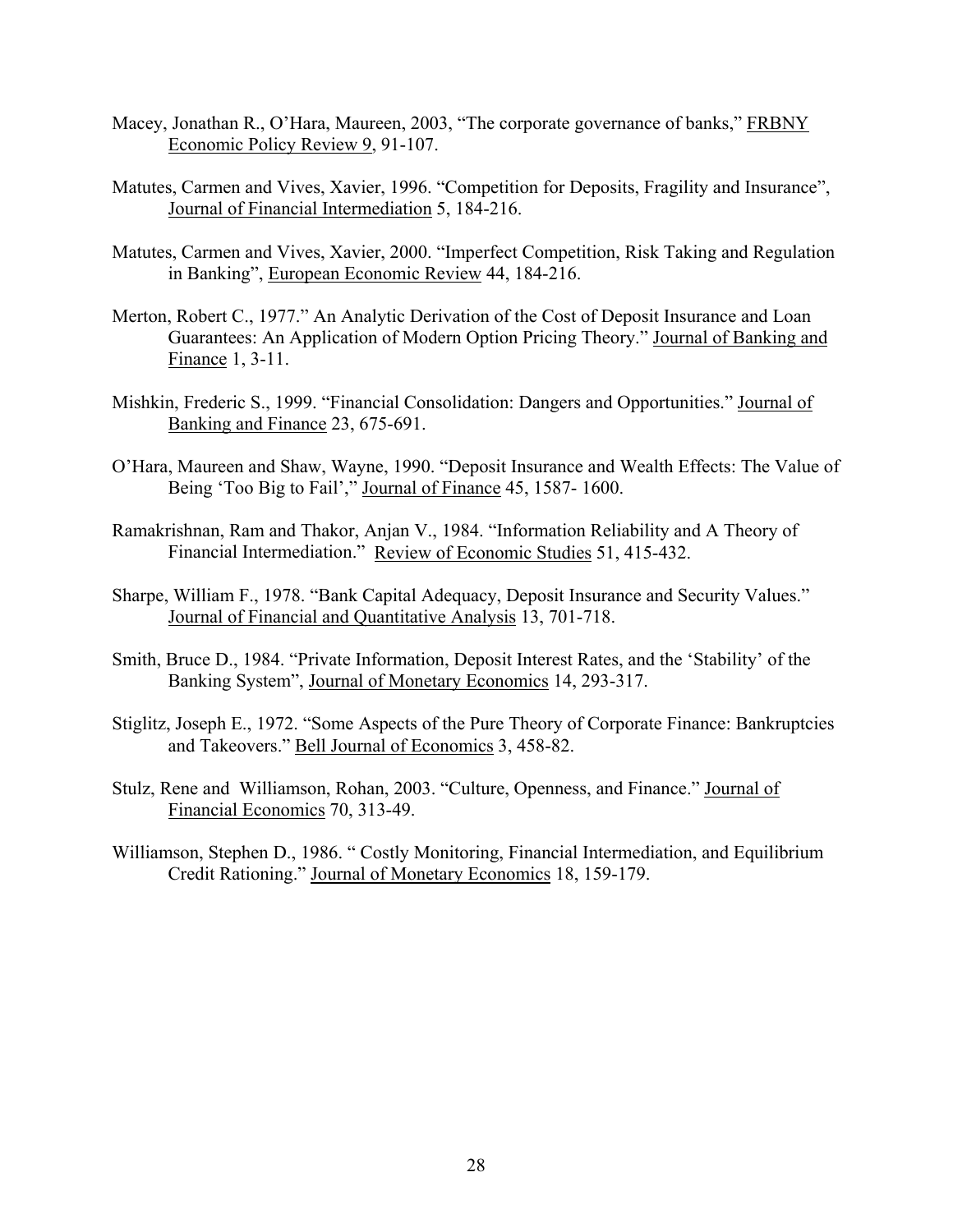Macey, Jonathan R., O'Hara, Maureen, 2003, "The corporate governance of banks," FRBNY Economic Policy Review 9, 91-107.

Matutes, Carmen and Vives, Xavier, 1996. "Competition for Deposits, Fragility and Insurance", Journal of Financial Intermediation 5, 184-216.

Matutes, Carmen and Vives, Xavier, 2000. "Imperfect Competition, Risk Taking and Regulation in Banking", European Economic Review 44, 184-216.

Merton, Robert C., 1977." An Analytic Derivation of the Cost of Deposit Insurance and Loan Guarantees: An Application of Modern Option Pricing Theory." Journal of Banking and Finance 1, 3-11.

Mishkin, Frederic S., 1999. "Financial Consolidation: Dangers and Opportunities." Journal of Banking and Finance 23, 675-691.

O'Hara, Maureen and Shaw, Wayne, 1990. "Deposit Insurance and Wealth Effects: The Value of Being 'Too Big to Fail'," Journal of Finance 45, 1587- 1600.

Ramakrishnan, Ram and Thakor, Anjan V., 1984. "Information Reliability and A Theory of Financial Intermediation." Review of Economic Studies 51, 415-432.

Sharpe, William F., 1978. "Bank Capital Adequacy, Deposit Insurance and Security Values." Journal of Financial and Quantitative Analysis 13, 701-718.

Smith, Bruce D., 1984. "Private Information, Deposit Interest Rates, and the 'Stability' of the Banking System", Journal of Monetary Economics 14, 293-317.

Stiglitz, Joseph E., 1972. "Some Aspects of the Pure Theory of Corporate Finance: Bankruptcies and Takeovers." Bell Journal of Economics 3, 458-82.

Stulz, Rene and Williamson, Rohan, 2003. "Culture, Openness, and Finance." Journal of Financial Economics 70, 313-49.

Williamson, Stephen D., 1986. " Costly Monitoring, Financial Intermediation, and Equilibrium Credit Rationing." Journal of Monetary Economics 18, 159-179.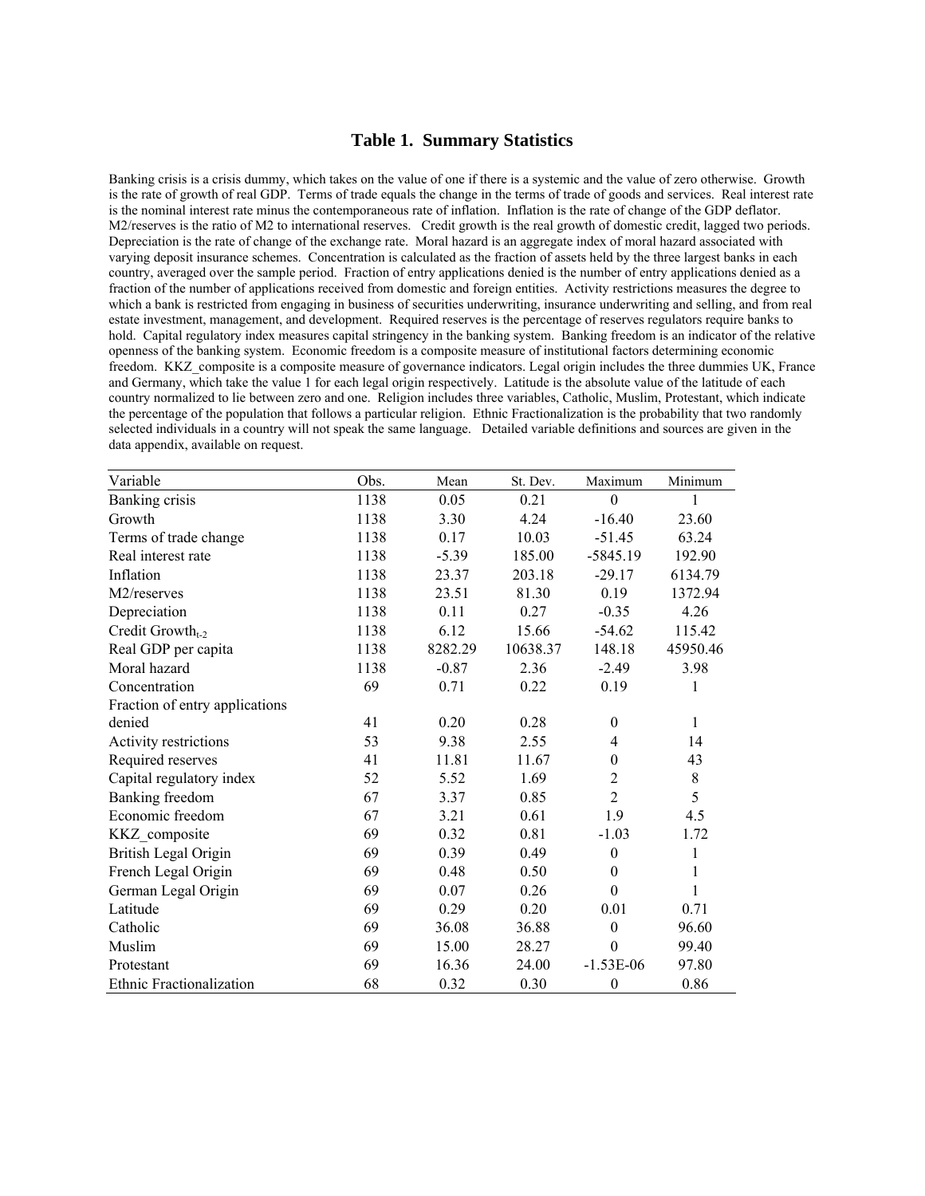# Table 1. Summary Statistics

Banking crisis is a crisis dummy, which takes on the value of one if there is a systemic and the value of zero otherwise. Growth is the rate of growth of real GDP. Terms of trade equals the change in the terms of trade of goods and services. Real interest rate is the nominal interest rate minus the contemporaneous rate of inflation. Inflation is the rate of change of the GDP deflator. M2/reserves is the ratio of M2 to international reserves. Credit growth is the real growth of domestic credit, lagged two periods. Depreciation is the rate of change of the exchange rate. Moral hazard is an aggregate index of moral hazard associated with varying deposit insurance schemes. Concentration is calculated as the fraction of assets held by the three largest banks in each country, averaged over the sample period. Fraction of entry applications denied is the number of entry applications denied as a fraction of the number of applications received from domestic and foreign entities. Activity restrictions measures the degree to which a bank is restricted from engaging in business of securities underwriting, insurance underwriting and selling, and from real estate investment, management, and development. Required reserves is the percentage of reserves regulators require banks to hold. Capital regulatory index measures capital stringency in the banking system. Banking freedom is an indicator of the relative openness of the banking system. Economic freedom is a composite measure of institutional factors determining economic freedom. KKZ_composite is a composite measure of governance indicators. Legal origin includes the three dummies UK, France and Germany, which take the value 1 for each legal origin respectively. Latitude is the absolute value of the latitude of each country normalized to lie between zero and one. Religion includes three variables, Catholic, Muslim, Protestant, which indicate the percentage of the population that follows a particular religion. Ethnic Fractionalization is the probability that two randomly selected individuals in a country will not speak the same language. Detailed variable definitions and sources are given in the data appendix, available on request.

| Variable | Obs. | Mean | St. Dev. | Maximum | Minimum |
|---|---|---|---|---|---|
| Banking crisis | 1138 | 0.05 | 0.21 | 0 | 1 |
| Growth | 1138 | 3.30 | 4.24 | -16.40 | 23.60 |
| Terms of trade change | 1138 | 0.17 | 10.03 | -51.45 | 63.24 |
| Real interest rate | 1138 | -5.39 | 185.00 | -5845.19 | 192.90 |
| Inflation | 1138 | 23.37 | 203.18 | -29.17 | 6134.79 |
| M2/reserves | 1138 | 23.51 | 81.30 | 0.19 | 1372.94 |
| Depreciation | 1138 | 0.11 | 0.27 | -0.35 | 4.26 |
| Credit Growth$_{t-2}$ | 1138 | 6.12 | 15.66 | -54.62 | 115.42 |
| Real GDP per capita | 1138 | 8282.29 | 10638.37 | 148.18 | 45950.46 |
| Moral hazard | 1138 | -0.87 | 2.36 | -2.49 | 3.98 |
| Concentration | 69 | 0.71 | 0.22 | 0.19 | 1 |
| Fraction of entry applications denied | 41 | 0.20 | 0.28 | 0 | 1 |
| Activity restrictions | 53 | 9.38 | 2.55 | 4 | 14 |
| Required reserves | 41 | 11.81 | 11.67 | 0 | 43 |
| Capital regulatory index | 52 | 5.52 | 1.69 | 2 | 8 |
| Banking freedom | 67 | 3.37 | 0.85 | 2 | 5 |
| Economic freedom | 67 | 3.21 | 0.61 | 1.9 | 4.5 |
| KKZ_composite | 69 | 0.32 | 0.81 | -1.03 | 1.72 |
| British Legal Origin | 69 | 0.39 | 0.49 | 0 | 1 |
| French Legal Origin | 69 | 0.48 | 0.50 | 0 | 1 |
| German Legal Origin | 69 | 0.07 | 0.26 | 0 | 1 |
| Latitude | 69 | 0.29 | 0.20 | 0.01 | 0.71 |
| Catholic | 69 | 36.08 | 36.88 | 0 | 96.60 |
| Muslim | 69 | 15.00 | 28.27 | 0 | 99.40 |
| Protestant | 69 | 16.36 | 24.00 | -1.53E-06 | 97.80 |
| Ethnic Fractionalization | 68 | 0.32 | 0.30 | 0 | 0.86 |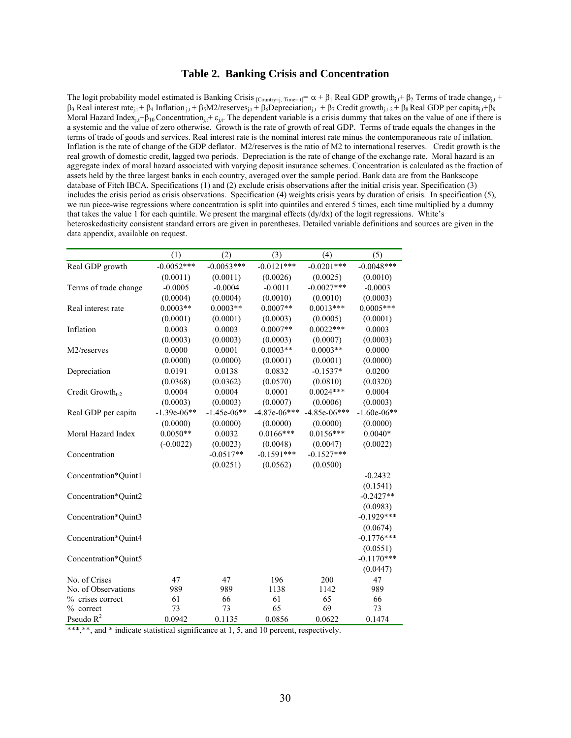## Table 2. Banking Crisis and Concentration

The logit probability model estimated is Banking Crisis $_{[\text{Country}=j,\ \text{Time}=t]} = \alpha + \beta_1$ Real GDP growth$_{j,t}$ + $\beta_2$ Terms of trade change$_{j,t}$ + $\beta_3$ Real interest rate$_{j,t}$ + $\beta_4$ Inflation$_{j,t}$ + $\beta_5$M2/reserves$_{j,t}$ + $\beta_6$Depreciation$_{j,t}$ + $\beta_7$ Credit growth$_{j,t-2}$ + $\beta_8$ Real GDP per capita$_{j,t}$+$\beta_9$ Moral Hazard Index$_{j,t}$+$\beta_{10}$ Concentration$_{j,t}$+ $\varepsilon_{j,t}$. The dependent variable is a crisis dummy that takes on the value of one if there is a systemic and the value of zero otherwise. Growth is the rate of growth of real GDP. Terms of trade equals the changes in the terms of trade of goods and services. Real interest rate is the nominal interest rate minus the contemporaneous rate of inflation. Inflation is the rate of change of the GDP deflator. M2/reserves is the ratio of M2 to international reserves. Credit growth is the real growth of domestic credit, lagged two periods. Depreciation is the rate of change of the exchange rate. Moral hazard is an aggregate index of moral hazard associated with varying deposit insurance schemes. Concentration is calculated as the fraction of assets held by the three largest banks in each country, averaged over the sample period. Bank data are from the Bankscope database of Fitch IBCA. Specifications (1) and (2) exclude crisis observations after the initial crisis year. Specification (3) includes the crisis period as crisis observations. Specification (4) weights crisis years by duration of crisis. In specification (5), we run piece-wise regressions where concentration is split into quintiles and entered 5 times, each time multiplied by a dummy that takes the value 1 for each quintile. We present the marginal effects (dy/dx) of the logit regressions. White's heteroskedasticity consistent standard errors are given in parentheses. Detailed variable definitions and sources are given in the data appendix, available on request.

| | (1) | (2) | (3) | (4) | (5) |
|---|---|---|---|---|---|
| Real GDP growth | -0.0052*** | -0.0053*** | -0.0121*** | -0.0201*** | -0.0048*** |
| | (0.0011) | (0.0011) | (0.0026) | (0.0025) | (0.0010) |
| Terms of trade change | -0.0005 | -0.0004 | -0.0011 | -0.0027*** | -0.0003 |
| | (0.0004) | (0.0004) | (0.0010) | (0.0010) | (0.0003) |
| Real interest rate | 0.0003** | 0.0003** | 0.0007** | 0.0013*** | 0.0005*** |
| | (0.0001) | (0.0001) | (0.0003) | (0.0005) | (0.0001) |
| Inflation | 0.0003 | 0.0003 | 0.0007** | 0.0022*** | 0.0003 |
| | (0.0003) | (0.0003) | (0.0003) | (0.0007) | (0.0003) |
| M2/reserves | 0.0000 | 0.0001 | 0.0003** | 0.0003** | 0.0000 |
| | (0.0000) | (0.0000) | (0.0001) | (0.0001) | (0.0000) |
| Depreciation | 0.0191 | 0.0138 | 0.0832 | -0.1537* | 0.0200 |
| | (0.0368) | (0.0362) | (0.0570) | (0.0810) | (0.0320) |
| Credit Growth$_{t-2}$ | 0.0004 | 0.0004 | 0.0001 | 0.0024*** | 0.0004 |
| | (0.0003) | (0.0003) | (0.0007) | (0.0006) | (0.0003) |
| Real GDP per capita | -1.39e-06** | -1.45e-06** | -4.87e-06*** | -4.85e-06*** | -1.60e-06** |
| | (0.0000) | (0.0000) | (0.0000) | (0.0000) | (0.0000) |
| Moral Hazard Index | 0.0050** | 0.0032 | 0.0166*** | 0.0156*** | 0.0040* |
| | (-0.0022) | (0.0023) | (0.0048) | (0.0047) | (0.0022) |
| Concentration | | -0.0517** | -0.1591*** | -0.1527*** | |
| | | (0.0251) | (0.0562) | (0.0500) | |
| Concentration*Quint1 | | | | | -0.2432 |
| | | | | | (0.1541) |
| Concentration*Quint2 | | | | | -0.2427** |
| | | | | | (0.0983) |
| Concentration*Quint3 | | | | | -0.1929*** |
| | | | | | (0.0674) |
| Concentration*Quint4 | | | | | -0.1776*** |
| | | | | | (0.0551) |
| Concentration*Quint5 | | | | | -0.1170*** |
| | | | | | (0.0447) |
| No. of Crises | 47 | 47 | 196 | 200 | 47 |
| No. of Observations | 989 | 989 | 1138 | 1142 | 989 |
| % crises correct | 61 | 66 | 61 | 65 | 66 |
| % correct | 73 | 73 | 65 | 69 | 73 |
| Pseudo $R^2$ | 0.0942 | 0.1135 | 0.0856 | 0.0622 | 0.1474 |

***,**, and * indicate statistical significance at 1, 5, and 10 percent, respectively.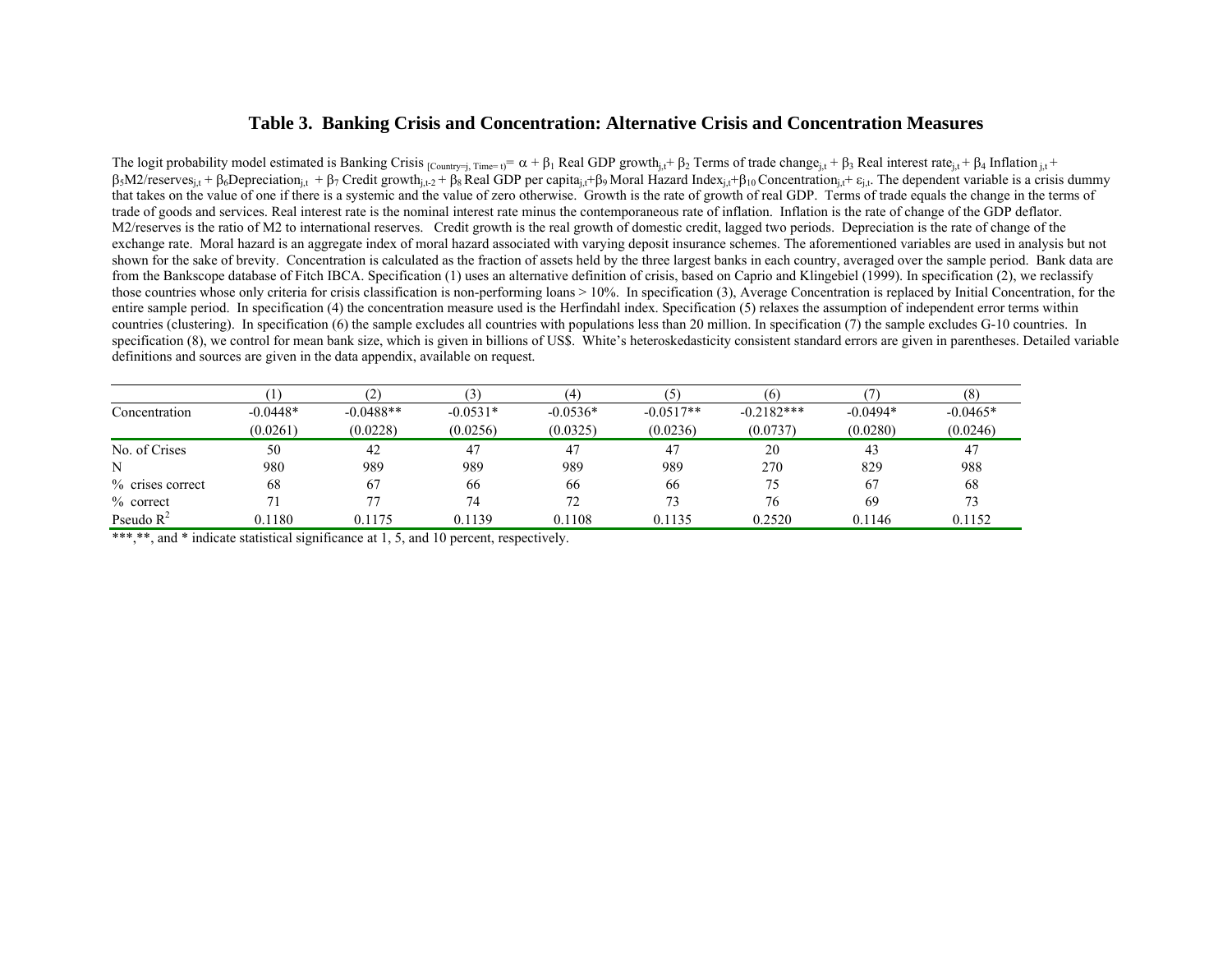# Table 3. Banking Crisis and Concentration: Alternative Crisis and Concentration Measures

The logit probability model estimated is Banking Crisis $_{[Country=j, Time=t)}$= $\alpha + \beta_1$ Real GDP growth$_{j,t}$+ $\beta_2$ Terms of trade change$_{j,t}$ + $\beta_3$ Real interest rate$_{j,t}$ + $\beta_4$ Inflation $_{j,t}$ + $\beta_5$M2/reserves$_{j,t}$ + $\beta_6$Depreciation$_{j,t}$ + $\beta_7$ Credit growth$_{j,t-2}$ + $\beta_8$ Real GDP per capita$_{j,t}$+$\beta_9$ Moral Hazard Index$_{j,t}$+$\beta_{10}$ Concentration$_{j,t}$+ $\varepsilon_{j,t}$. The dependent variable is a crisis dummy that takes on the value of one if there is a systemic and the value of zero otherwise. Growth is the rate of growth of real GDP. Terms of trade equals the change in the terms of trade of goods and services. Real interest rate is the nominal interest rate minus the contemporaneous rate of inflation. Inflation is the rate of change of the GDP deflator. M2/reserves is the ratio of M2 to international reserves. Credit growth is the real growth of domestic credit, lagged two periods. Depreciation is the rate of change of the exchange rate. Moral hazard is an aggregate index of moral hazard associated with varying deposit insurance schemes. The aforementioned variables are used in analysis but not shown for the sake of brevity. Concentration is calculated as the fraction of assets held by the three largest banks in each country, averaged over the sample period. Bank data are from the Bankscope database of Fitch IBCA. Specification (1) uses an alternative definition of crisis, based on Caprio and Klingebiel (1999). In specification (2), we reclassify those countries whose only criteria for crisis classification is non-performing loans > 10%. In specification (3), Average Concentration is replaced by Initial Concentration, for the entire sample period. In specification (4) the concentration measure used is the Herfindahl index. Specification (5) relaxes the assumption of independent error terms within countries (clustering). In specification (6) the sample excludes all countries with populations less than 20 million. In specification (7) the sample excludes G-10 countries. In specification (8), we control for mean bank size, which is given in billions of US$. White's heteroskedasticity consistent standard errors are given in parentheses. Detailed variable definitions and sources are given in the data appendix, available on request.

| | (1) | (2) | (3) | (4) | (5) | (6) | (7) | (8) |
|---|---|---|---|---|---|---|---|---|
| Concentration | -0.0448* | -0.0488** | -0.0531* | -0.0536* | -0.0517** | -0.2182*** | -0.0494* | -0.0465* |
| | (0.0261) | (0.0228) | (0.0256) | (0.0325) | (0.0236) | (0.0737) | (0.0280) | (0.0246) |
| No. of Crises | 50 | 42 | 47 | 47 | 47 | 20 | 43 | 47 |
| N | 980 | 989 | 989 | 989 | 989 | 270 | 829 | 988 |
| % crises correct | 68 | 67 | 66 | 66 | 66 | 75 | 67 | 68 |
| % correct | 71 | 77 | 74 | 72 | 73 | 76 | 69 | 73 |
| Pseudo $R^2$ | 0.1180 | 0.1175 | 0.1139 | 0.1108 | 0.1135 | 0.2520 | 0.1146 | 0.1152 |

***,**, and * indicate statistical significance at 1, 5, and 10 percent, respectively.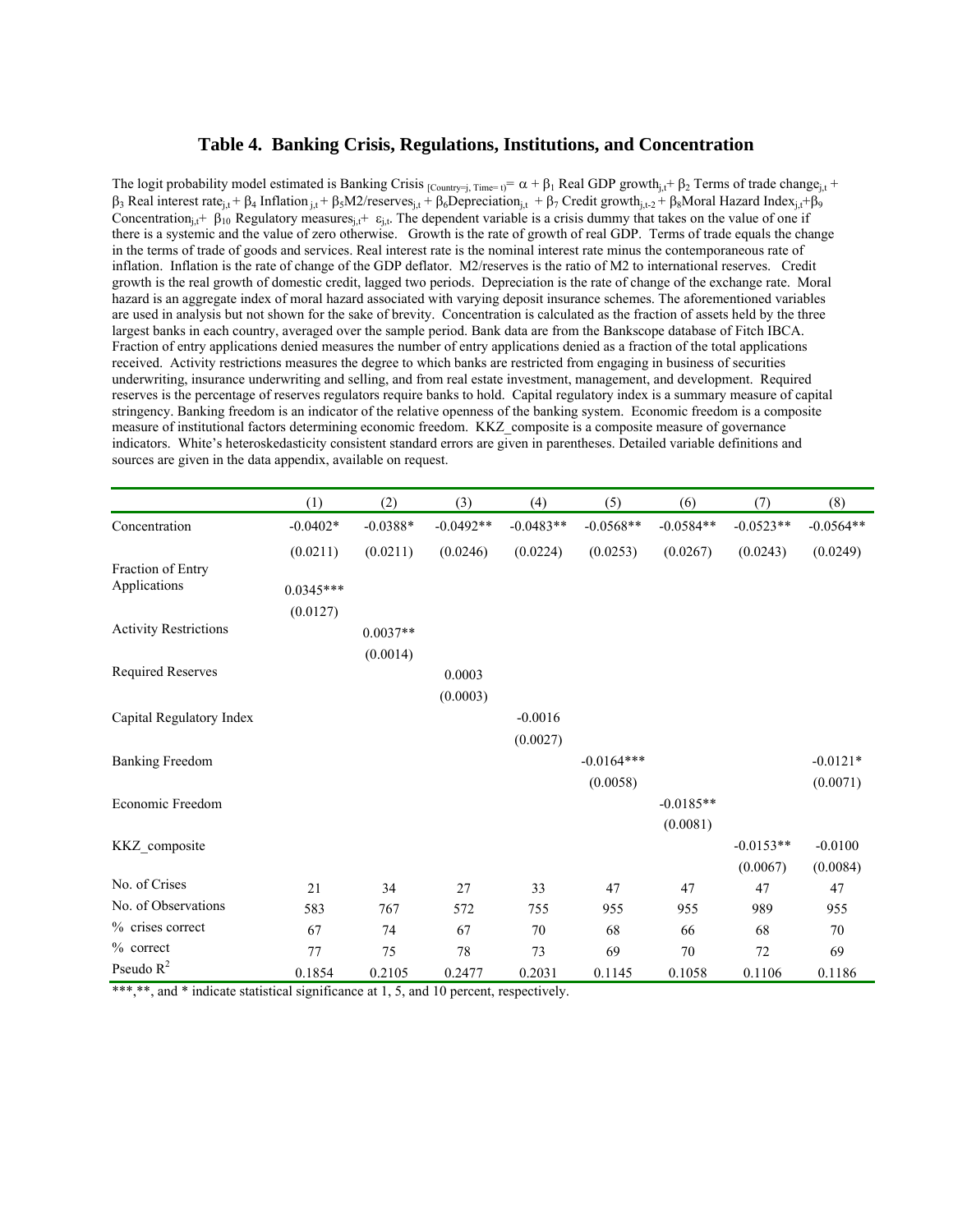### Table 4. Banking Crisis, Regulations, Institutions, and Concentration

The logit probability model estimated is Banking Crisis $_{[Country=j, Time=t]}$ = $\alpha + \beta_1$ Real GDP growth$_{j,t}$ + $\beta_2$ Terms of trade change$_{j,t}$ + $\beta_3$ Real interest rate$_{j,t}$ + $\beta_4$ Inflation $_{j,t}$ + $\beta_5$M2/reserves$_{j,t}$ + $\beta_6$Depreciation$_{j,t}$ + $\beta_7$ Credit growth$_{j,t-2}$ + $\beta_8$Moral Hazard Index$_{j,t}$+$\beta_9$ Concentration$_{j,t}$+ $\beta_{10}$ Regulatory measures$_{j,t}$+ $\varepsilon_{j,t}$. The dependent variable is a crisis dummy that takes on the value of one if there is a systemic and the value of zero otherwise. Growth is the rate of growth of real GDP. Terms of trade equals the change in the terms of trade of goods and services. Real interest rate is the nominal interest rate minus the contemporaneous rate of inflation. Inflation is the rate of change of the GDP deflator. M2/reserves is the ratio of M2 to international reserves. Credit growth is the real growth of domestic credit, lagged two periods. Depreciation is the rate of change of the exchange rate. Moral hazard is an aggregate index of moral hazard associated with varying deposit insurance schemes. The aforementioned variables are used in analysis but not shown for the sake of brevity. Concentration is calculated as the fraction of assets held by the three largest banks in each country, averaged over the sample period. Bank data are from the Bankscope database of Fitch IBCA. Fraction of entry applications denied measures the number of entry applications denied as a fraction of the total applications received. Activity restrictions measures the degree to which banks are restricted from engaging in business of securities underwriting, insurance underwriting and selling, and from real estate investment, management, and development. Required reserves is the percentage of reserves regulators require banks to hold. Capital regulatory index is a summary measure of capital stringency. Banking freedom is an indicator of the relative openness of the banking system. Economic freedom is a composite measure of institutional factors determining economic freedom. KKZ_composite is a composite measure of governance indicators. White's heteroskedasticity consistent standard errors are given in parentheses. Detailed variable definitions and sources are given in the data appendix, available on request.

| | (1) | (2) | (3) | (4) | (5) | (6) | (7) | (8) |
|---|---|---|---|---|---|---|---|---|
| Concentration | -0.0402* | -0.0388* | -0.0492** | -0.0483** | -0.0568** | -0.0584** | -0.0523** | -0.0564** |
| | (0.0211) | (0.0211) | (0.0246) | (0.0224) | (0.0253) | (0.0267) | (0.0243) | (0.0249) |
| Fraction of Entry Applications | 0.0345*** | | | | | | | |
| | (0.0127) | | | | | | | |
| Activity Restrictions | | 0.0037** | | | | | | |
| | | (0.0014) | | | | | | |
| Required Reserves | | | 0.0003 | | | | | |
| | | | (0.0003) | | | | | |
| Capital Regulatory Index | | | | -0.0016 | | | | |
| | | | | (0.0027) | | | | |
| Banking Freedom | | | | | -0.0164*** | | | -0.0121* |
| | | | | | (0.0058) | | | (0.0071) |
| Economic Freedom | | | | | | -0.0185** | | |
| | | | | | | (0.0081) | | |
| KKZ_composite | | | | | | | -0.0153** | -0.0100 |
| | | | | | | | (0.0067) | (0.0084) |
| No. of Crises | 21 | 34 | 27 | 33 | 47 | 47 | 47 | 47 |
| No. of Observations | 583 | 767 | 572 | 755 | 955 | 955 | 989 | 955 |
| % crises correct | 67 | 74 | 67 | 70 | 68 | 66 | 68 | 70 |
| % correct | 77 | 75 | 78 | 73 | 69 | 70 | 72 | 69 |
| Pseudo $R^2$ | 0.1854 | 0.2105 | 0.2477 | 0.2031 | 0.1145 | 0.1058 | 0.1106 | 0.1186 |

***,**, and * indicate statistical significance at 1, 5, and 10 percent, respectively.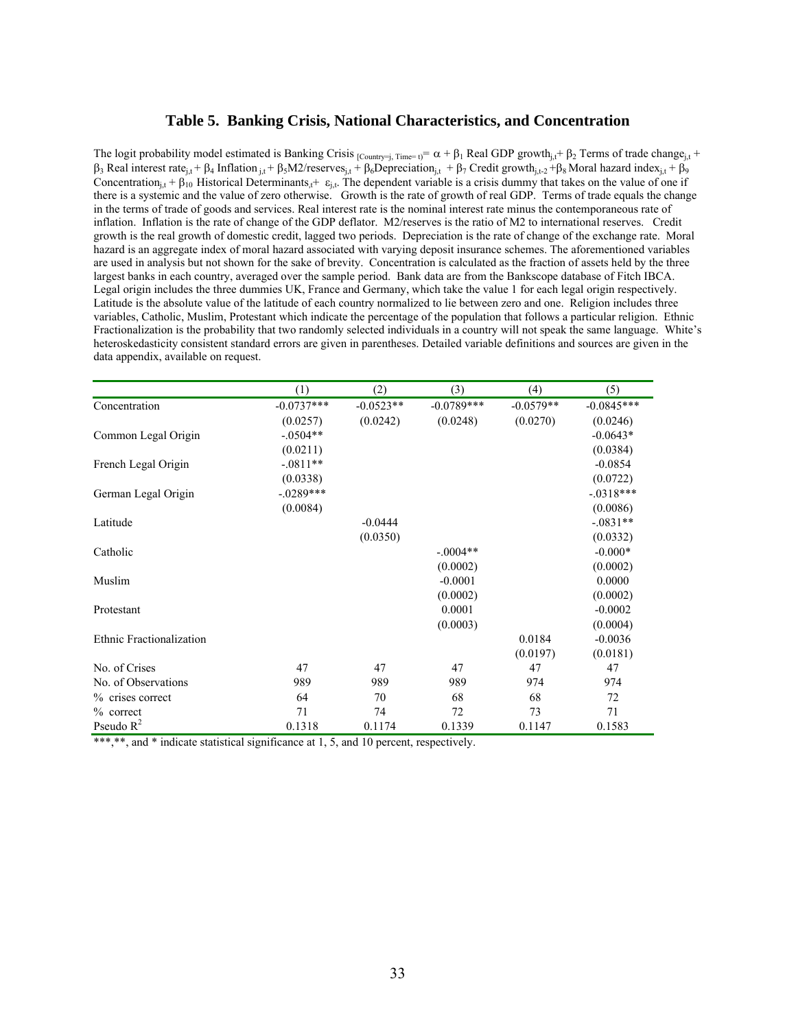### Table 5. Banking Crisis, National Characteristics, and Concentration

The logit probability model estimated is Banking Crisis $_{[\text{Country}=j,\ \text{Time}=t]} = \alpha + \beta_1$ Real GDP growth$_{j,t}$ + $\beta_2$ Terms of trade change$_{j,t}$ + $\beta_3$ Real interest rate$_{j,t}$ + $\beta_4$ Inflation$_{j,t}$ + $\beta_5$M2/reserves$_{j,t}$ + $\beta_6$Depreciation$_{j,t}$ + $\beta_7$ Credit growth$_{j,t-2}$ + $\beta_8$ Moral hazard index$_{j,t}$ + $\beta_9$ Concentration$_{j,t}$ + $\beta_{10}$ Historical Determinants$_{,t}$ + $\varepsilon_{j,t}$. The dependent variable is a crisis dummy that takes on the value of one if there is a systemic and the value of zero otherwise. Growth is the rate of growth of real GDP. Terms of trade equals the change in the terms of trade of goods and services. Real interest rate is the nominal interest rate minus the contemporaneous rate of inflation. Inflation is the rate of change of the GDP deflator. M2/reserves is the ratio of M2 to international reserves. Credit growth is the real growth of domestic credit, lagged two periods. Depreciation is the rate of change of the exchange rate. Moral hazard is an aggregate index of moral hazard associated with varying deposit insurance schemes. The aforementioned variables are used in analysis but not shown for the sake of brevity. Concentration is calculated as the fraction of assets held by the three largest banks in each country, averaged over the sample period. Bank data are from the Bankscope database of Fitch IBCA. Legal origin includes the three dummies UK, France and Germany, which take the value 1 for each legal origin respectively. Latitude is the absolute value of the latitude of each country normalized to lie between zero and one. Religion includes three variables, Catholic, Muslim, Protestant which indicate the percentage of the population that follows a particular religion. Ethnic Fractionalization is the probability that two randomly selected individuals in a country will not speak the same language. White's heteroskedasticity consistent standard errors are given in parentheses. Detailed variable definitions and sources are given in the data appendix, available on request.

| | (1) | (2) | (3) | (4) | (5) |
|---|---|---|---|---|---|
| Concentration | -0.0737*** | -0.0523** | -0.0789*** | -0.0579** | -0.0845*** |
| | (0.0257) | (0.0242) | (0.0248) | (0.0270) | (0.0246) |
| Common Legal Origin | -.0504** | | | | -0.0643* |
| | (0.0211) | | | | (0.0384) |
| French Legal Origin | -.0811** | | | | -0.0854 |
| | (0.0338) | | | | (0.0722) |
| German Legal Origin | -.0289*** | | | | -.0318*** |
| | (0.0084) | | | | (0.0086) |
| Latitude | | -0.0444 | | | -.0831** |
| | | (0.0350) | | | (0.0332) |
| Catholic | | | -.0004** | | -0.000* |
| | | | (0.0002) | | (0.0002) |
| Muslim | | | -0.0001 | | 0.0000 |
| | | | (0.0002) | | (0.0002) |
| Protestant | | | 0.0001 | | -0.0002 |
| | | | (0.0003) | | (0.0004) |
| Ethnic Fractionalization | | | | 0.0184 | -0.0036 |
| | | | | (0.0197) | (0.0181) |
| No. of Crises | 47 | 47 | 47 | 47 | 47 |
| No. of Observations | 989 | 989 | 989 | 974 | 974 |
| % crises correct | 64 | 70 | 68 | 68 | 72 |
| % correct | 71 | 74 | 72 | 73 | 71 |
| Pseudo $R^2$ | 0.1318 | 0.1174 | 0.1339 | 0.1147 | 0.1583 |

***,**, and * indicate statistical significance at 1, 5, and 10 percent, respectively.